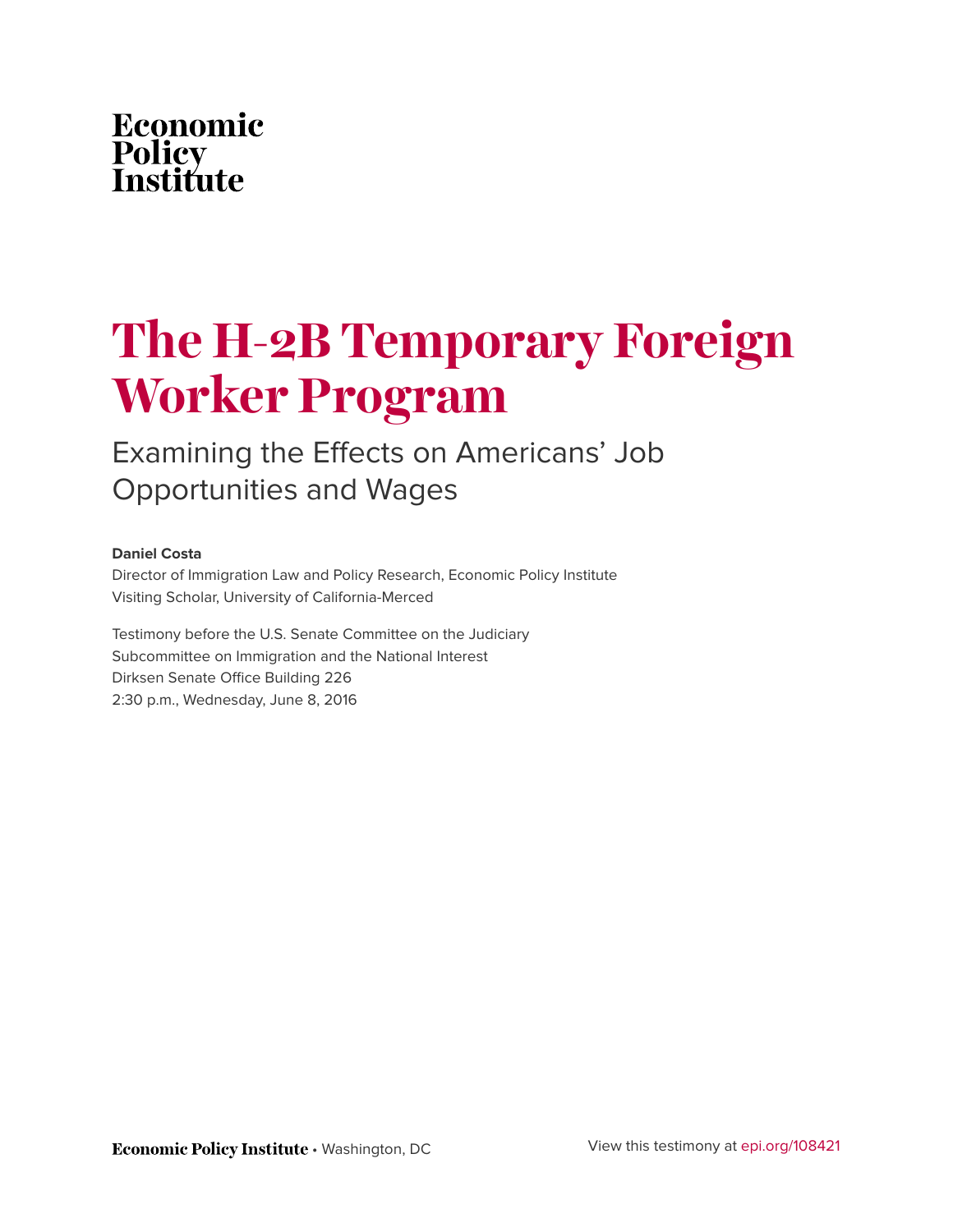Economic Policy Institute

# The H-2B Temporary Foreign Worker Program

## Examining the Effects on Americans' Job Opportunities and Wages

**Daniel Costa**
Director of Immigration Law and Policy Research, Economic Policy Institute
Visiting Scholar, University of California-Merced

Testimony before the U.S. Senate Committee on the Judiciary
Subcommittee on Immigration and the National Interest
Dirksen Senate Office Building 226
2:30 p.m., Wednesday, June 8, 2016

**Economic Policy Institute** • Washington, DC

View this testimony at epi.org/108421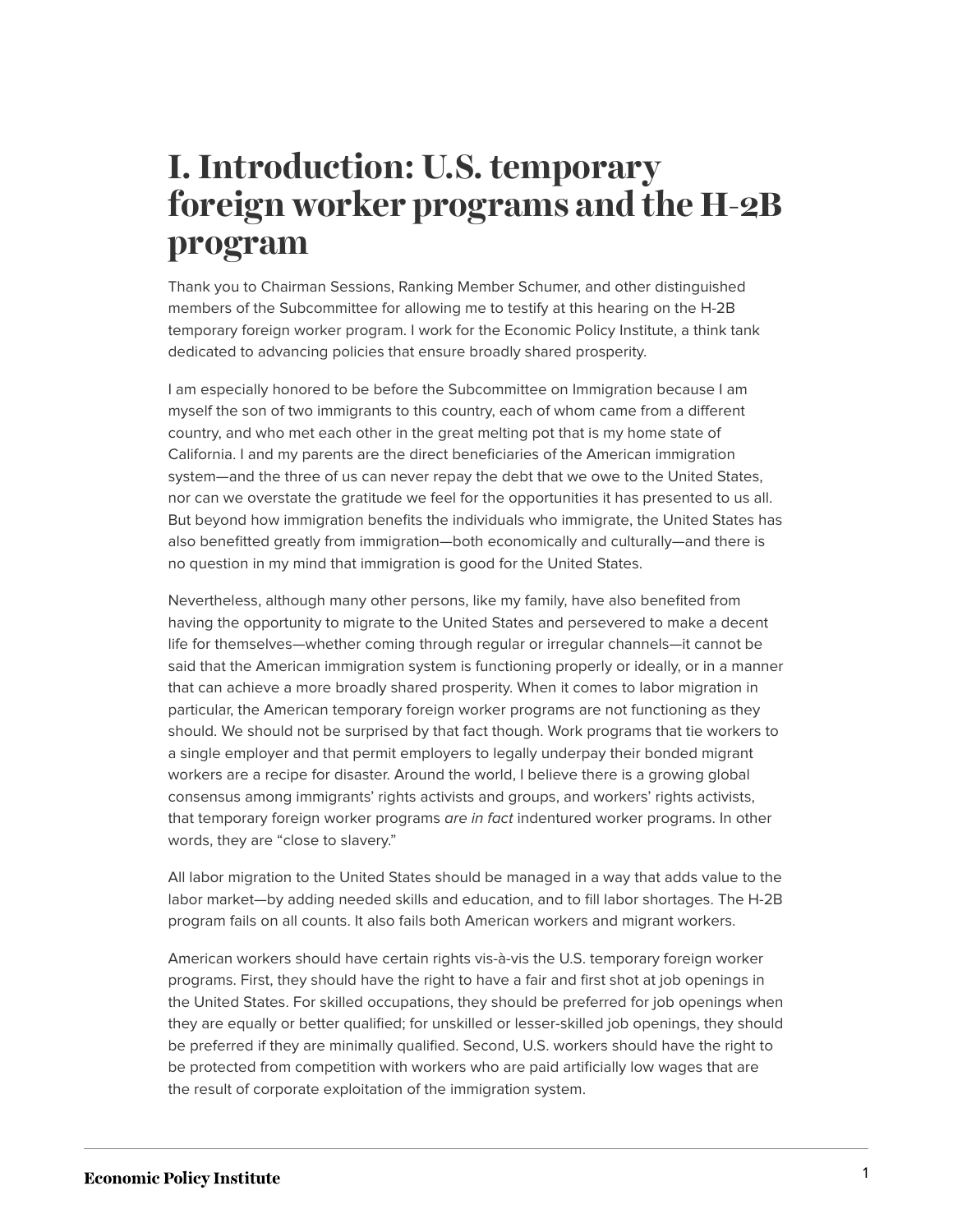# I. Introduction: U.S. temporary foreign worker programs and the H-2B program

Thank you to Chairman Sessions, Ranking Member Schumer, and other distinguished members of the Subcommittee for allowing me to testify at this hearing on the H-2B temporary foreign worker program. I work for the Economic Policy Institute, a think tank dedicated to advancing policies that ensure broadly shared prosperity.

I am especially honored to be before the Subcommittee on Immigration because I am myself the son of two immigrants to this country, each of whom came from a different country, and who met each other in the great melting pot that is my home state of California. I and my parents are the direct beneficiaries of the American immigration system—and the three of us can never repay the debt that we owe to the United States, nor can we overstate the gratitude we feel for the opportunities it has presented to us all. But beyond how immigration benefits the individuals who immigrate, the United States has also benefitted greatly from immigration—both economically and culturally—and there is no question in my mind that immigration is good for the United States.

Nevertheless, although many other persons, like my family, have also benefited from having the opportunity to migrate to the United States and persevered to make a decent life for themselves—whether coming through regular or irregular channels—it cannot be said that the American immigration system is functioning properly or ideally, or in a manner that can achieve a more broadly shared prosperity. When it comes to labor migration in particular, the American temporary foreign worker programs are not functioning as they should. We should not be surprised by that fact though. Work programs that tie workers to a single employer and that permit employers to legally underpay their bonded migrant workers are a recipe for disaster. Around the world, I believe there is a growing global consensus among immigrants' rights activists and groups, and workers' rights activists, that temporary foreign worker programs *are in fact* indentured worker programs. In other words, they are "close to slavery."

All labor migration to the United States should be managed in a way that adds value to the labor market—by adding needed skills and education, and to fill labor shortages. The H-2B program fails on all counts. It also fails both American workers and migrant workers.

American workers should have certain rights vis-à-vis the U.S. temporary foreign worker programs. First, they should have the right to have a fair and first shot at job openings in the United States. For skilled occupations, they should be preferred for job openings when they are equally or better qualified; for unskilled or lesser-skilled job openings, they should be preferred if they are minimally qualified. Second, U.S. workers should have the right to be protected from competition with workers who are paid artificially low wages that are the result of corporate exploitation of the immigration system.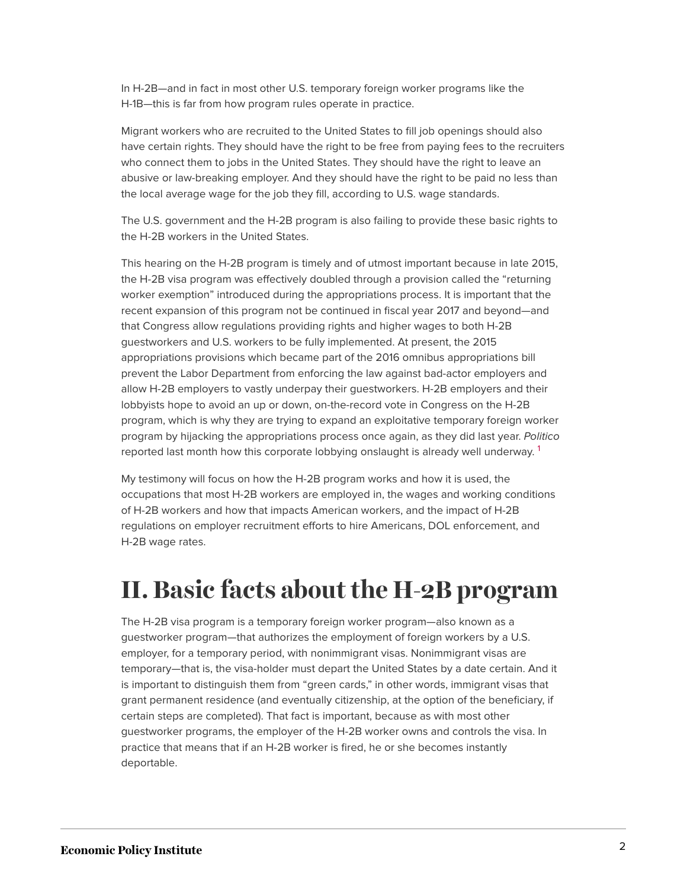In H-2B—and in fact in most other U.S. temporary foreign worker programs like the H-1B—this is far from how program rules operate in practice.

Migrant workers who are recruited to the United States to fill job openings should also have certain rights. They should have the right to be free from paying fees to the recruiters who connect them to jobs in the United States. They should have the right to leave an abusive or law-breaking employer. And they should have the right to be paid no less than the local average wage for the job they fill, according to U.S. wage standards.

The U.S. government and the H-2B program is also failing to provide these basic rights to the H-2B workers in the United States.

This hearing on the H-2B program is timely and of utmost important because in late 2015, the H-2B visa program was effectively doubled through a provision called the "returning worker exemption" introduced during the appropriations process. It is important that the recent expansion of this program not be continued in fiscal year 2017 and beyond—and that Congress allow regulations providing rights and higher wages to both H-2B guestworkers and U.S. workers to be fully implemented. At present, the 2015 appropriations provisions which became part of the 2016 omnibus appropriations bill prevent the Labor Department from enforcing the law against bad-actor employers and allow H-2B employers to vastly underpay their guestworkers. H-2B employers and their lobbyists hope to avoid an up or down, on-the-record vote in Congress on the H-2B program, which is why they are trying to expand an exploitative temporary foreign worker program by hijacking the appropriations process once again, as they did last year. *Politico* reported last month how this corporate lobbying onslaught is already well underway. [1]

My testimony will focus on how the H-2B program works and how it is used, the occupations that most H-2B workers are employed in, the wages and working conditions of H-2B workers and how that impacts American workers, and the impact of H-2B regulations on employer recruitment efforts to hire Americans, DOL enforcement, and H-2B wage rates.

# II. Basic facts about the H-2B program

The H-2B visa program is a temporary foreign worker program—also known as a guestworker program—that authorizes the employment of foreign workers by a U.S. employer, for a temporary period, with nonimmigrant visas. Nonimmigrant visas are temporary—that is, the visa-holder must depart the United States by a date certain. And it is important to distinguish them from "green cards," in other words, immigrant visas that grant permanent residence (and eventually citizenship, at the option of the beneficiary, if certain steps are completed). That fact is important, because as with most other guestworker programs, the employer of the H-2B worker owns and controls the visa. In practice that means that if an H-2B worker is fired, he or she becomes instantly deportable.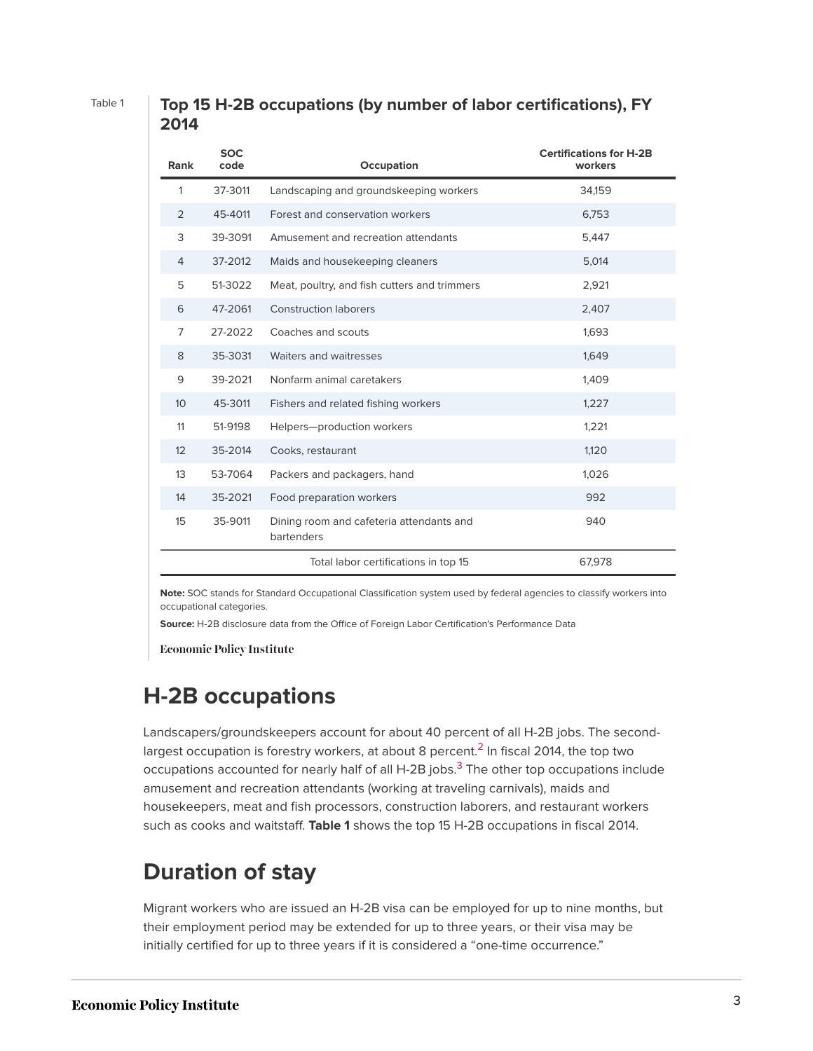Table 1

**Top 15 H-2B occupations (by number of labor certifications), FY 2014**

| Rank | SOC code | Occupation | Certifications for H-2B workers |
|---|---|---|---|
| 1 | 37-3011 | Landscaping and groundskeeping workers | 34,159 |
| 2 | 45-4011 | Forest and conservation workers | 6,753 |
| 3 | 39-3091 | Amusement and recreation attendants | 5,447 |
| 4 | 37-2012 | Maids and housekeeping cleaners | 5,014 |
| 5 | 51-3022 | Meat, poultry, and fish cutters and trimmers | 2,921 |
| 6 | 47-2061 | Construction laborers | 2,407 |
| 7 | 27-2022 | Coaches and scouts | 1,693 |
| 8 | 35-3031 | Waiters and waitresses | 1,649 |
| 9 | 39-2021 | Nonfarm animal caretakers | 1,409 |
| 10 | 45-3011 | Fishers and related fishing workers | 1,227 |
| 11 | 51-9198 | Helpers—production workers | 1,221 |
| 12 | 35-2014 | Cooks, restaurant | 1,120 |
| 13 | 53-7064 | Packers and packagers, hand | 1,026 |
| 14 | 35-2021 | Food preparation workers | 992 |
| 15 | 35-9011 | Dining room and cafeteria attendants and bartenders | 940 |
| | | Total labor certifications in top 15 | 67,978 |

**Note:** SOC stands for Standard Occupational Classification system used by federal agencies to classify workers into occupational categories.

**Source:** H-2B disclosure data from the Office of Foreign Labor Certification's Performance Data

Economic Policy Institute

## H-2B occupations

Landscapers/groundskeepers account for about 40 percent of all H-2B jobs. The second-largest occupation is forestry workers, at about 8 percent.[2] In fiscal 2014, the top two occupations accounted for nearly half of all H-2B jobs.[3] The other top occupations include amusement and recreation attendants (working at traveling carnivals), maids and housekeepers, meat and fish processors, construction laborers, and restaurant workers such as cooks and waitstaff. **Table 1** shows the top 15 H-2B occupations in fiscal 2014.

## Duration of stay

Migrant workers who are issued an H-2B visa can be employed for up to nine months, but their employment period may be extended for up to three years, or their visa may be initially certified for up to three years if it is considered a "one-time occurrence."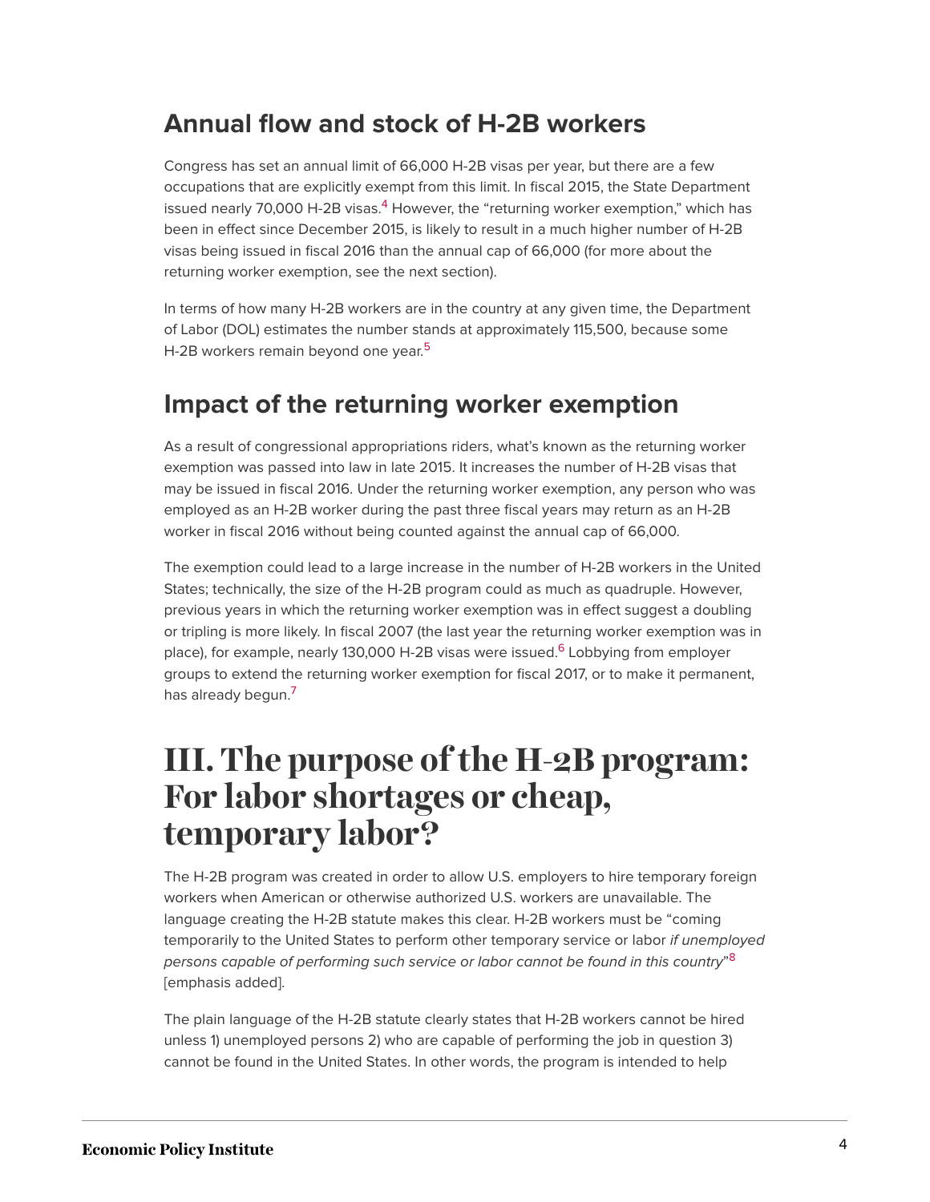## Annual flow and stock of H-2B workers

Congress has set an annual limit of 66,000 H-2B visas per year, but there are a few occupations that are explicitly exempt from this limit. In fiscal 2015, the State Department issued nearly 70,000 H-2B visas.[4] However, the "returning worker exemption," which has been in effect since December 2015, is likely to result in a much higher number of H-2B visas being issued in fiscal 2016 than the annual cap of 66,000 (for more about the returning worker exemption, see the next section).

In terms of how many H-2B workers are in the country at any given time, the Department of Labor (DOL) estimates the number stands at approximately 115,500, because some H-2B workers remain beyond one year.[5]

## Impact of the returning worker exemption

As a result of congressional appropriations riders, what's known as the returning worker exemption was passed into law in late 2015. It increases the number of H-2B visas that may be issued in fiscal 2016. Under the returning worker exemption, any person who was employed as an H-2B worker during the past three fiscal years may return as an H-2B worker in fiscal 2016 without being counted against the annual cap of 66,000.

The exemption could lead to a large increase in the number of H-2B workers in the United States; technically, the size of the H-2B program could as much as quadruple. However, previous years in which the returning worker exemption was in effect suggest a doubling or tripling is more likely. In fiscal 2007 (the last year the returning worker exemption was in place), for example, nearly 130,000 H-2B visas were issued.[6] Lobbying from employer groups to extend the returning worker exemption for fiscal 2017, or to make it permanent, has already begun.[7]

# III. The purpose of the H-2B program: For labor shortages or cheap, temporary labor?

The H-2B program was created in order to allow U.S. employers to hire temporary foreign workers when American or otherwise authorized U.S. workers are unavailable. The language creating the H-2B statute makes this clear. H-2B workers must be "coming temporarily to the United States to perform other temporary service or labor *if unemployed persons capable of performing such service or labor cannot be found in this country*"[8] [emphasis added].

The plain language of the H-2B statute clearly states that H-2B workers cannot be hired unless 1) unemployed persons 2) who are capable of performing the job in question 3) cannot be found in the United States. In other words, the program is intended to help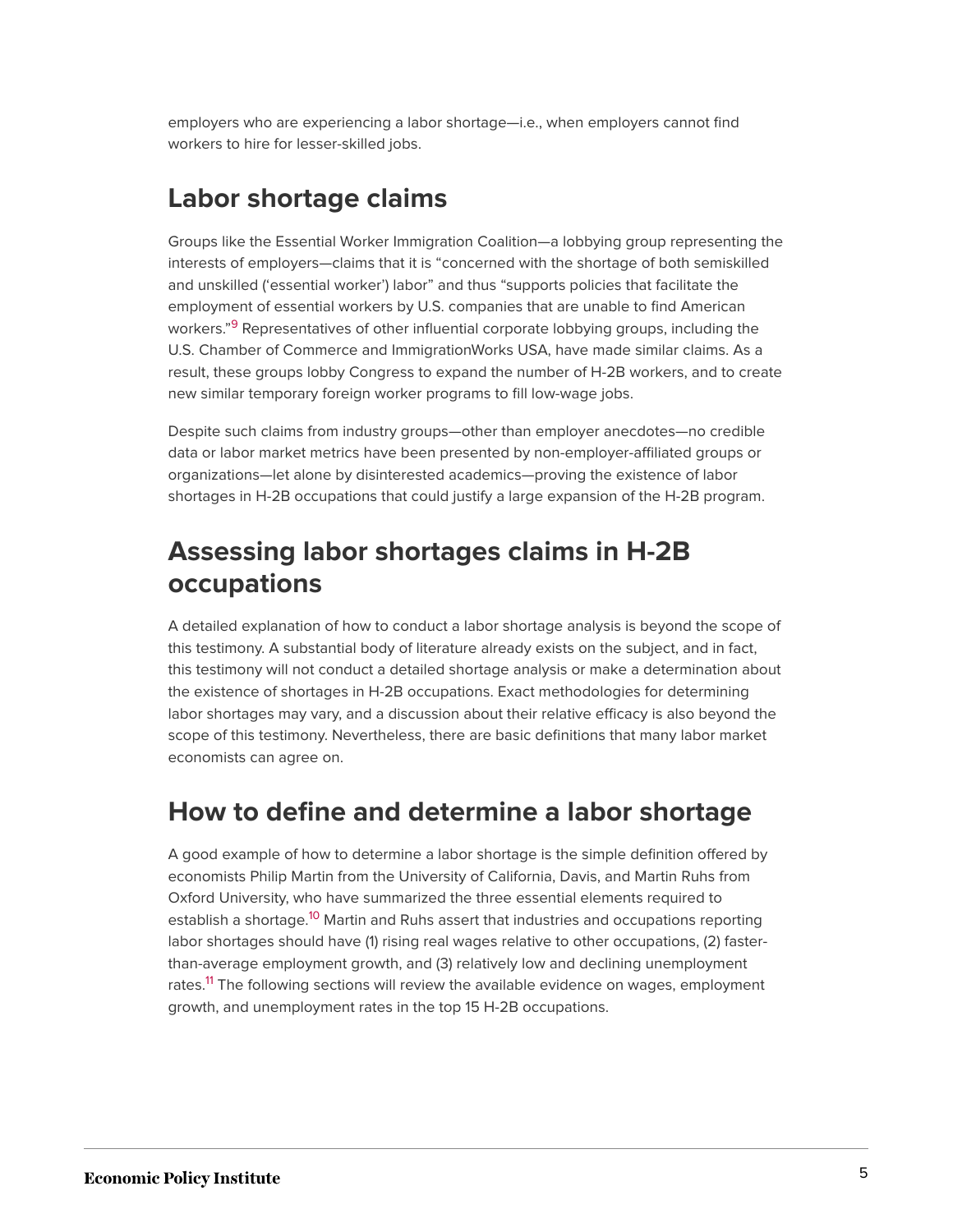employers who are experiencing a labor shortage—i.e., when employers cannot find workers to hire for lesser-skilled jobs.

## Labor shortage claims

Groups like the Essential Worker Immigration Coalition—a lobbying group representing the interests of employers—claims that it is "concerned with the shortage of both semiskilled and unskilled ('essential worker') labor" and thus "supports policies that facilitate the employment of essential workers by U.S. companies that are unable to find American workers."[9] Representatives of other influential corporate lobbying groups, including the U.S. Chamber of Commerce and ImmigrationWorks USA, have made similar claims. As a result, these groups lobby Congress to expand the number of H-2B workers, and to create new similar temporary foreign worker programs to fill low-wage jobs.

Despite such claims from industry groups—other than employer anecdotes—no credible data or labor market metrics have been presented by non-employer-affiliated groups or organizations—let alone by disinterested academics—proving the existence of labor shortages in H-2B occupations that could justify a large expansion of the H-2B program.

## Assessing labor shortages claims in H-2B occupations

A detailed explanation of how to conduct a labor shortage analysis is beyond the scope of this testimony. A substantial body of literature already exists on the subject, and in fact, this testimony will not conduct a detailed shortage analysis or make a determination about the existence of shortages in H-2B occupations. Exact methodologies for determining labor shortages may vary, and a discussion about their relative efficacy is also beyond the scope of this testimony. Nevertheless, there are basic definitions that many labor market economists can agree on.

## How to define and determine a labor shortage

A good example of how to determine a labor shortage is the simple definition offered by economists Philip Martin from the University of California, Davis, and Martin Ruhs from Oxford University, who have summarized the three essential elements required to establish a shortage.[10] Martin and Ruhs assert that industries and occupations reporting labor shortages should have (1) rising real wages relative to other occupations, (2) faster-than-average employment growth, and (3) relatively low and declining unemployment rates.[11] The following sections will review the available evidence on wages, employment growth, and unemployment rates in the top 15 H-2B occupations.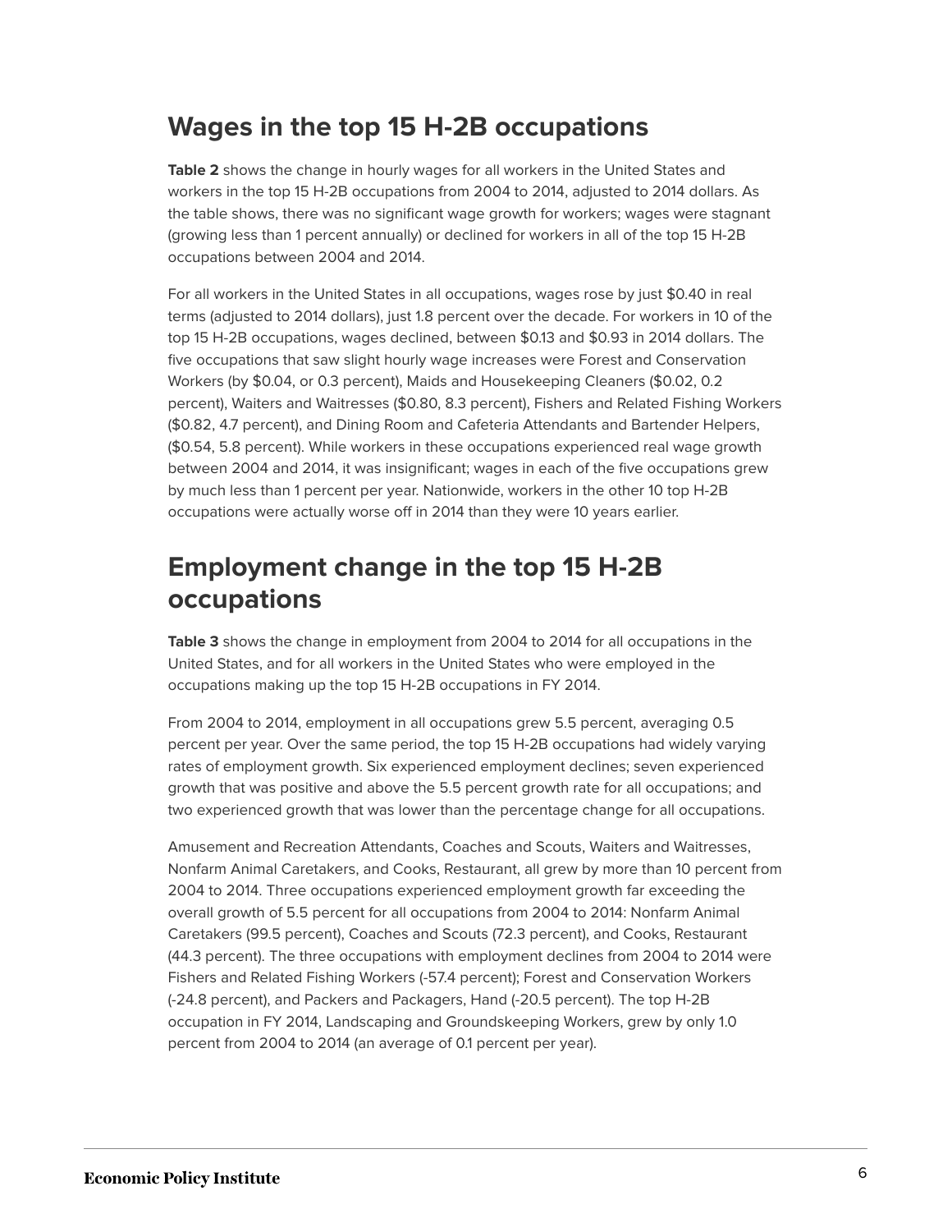## Wages in the top 15 H-2B occupations

**Table 2** shows the change in hourly wages for all workers in the United States and workers in the top 15 H-2B occupations from 2004 to 2014, adjusted to 2014 dollars. As the table shows, there was no significant wage growth for workers; wages were stagnant (growing less than 1 percent annually) or declined for workers in all of the top 15 H-2B occupations between 2004 and 2014.

For all workers in the United States in all occupations, wages rose by just $0.40 in real terms (adjusted to 2014 dollars), just 1.8 percent over the decade. For workers in 10 of the top 15 H-2B occupations, wages declined, between $0.13 and $0.93 in 2014 dollars. The five occupations that saw slight hourly wage increases were Forest and Conservation Workers (by $0.04, or 0.3 percent), Maids and Housekeeping Cleaners ($0.02, 0.2 percent), Waiters and Waitresses ($0.80, 8.3 percent), Fishers and Related Fishing Workers ($0.82, 4.7 percent), and Dining Room and Cafeteria Attendants and Bartender Helpers, ($0.54, 5.8 percent). While workers in these occupations experienced real wage growth between 2004 and 2014, it was insignificant; wages in each of the five occupations grew by much less than 1 percent per year. Nationwide, workers in the other 10 top H-2B occupations were actually worse off in 2014 than they were 10 years earlier.

## Employment change in the top 15 H-2B occupations

**Table 3** shows the change in employment from 2004 to 2014 for all occupations in the United States, and for all workers in the United States who were employed in the occupations making up the top 15 H-2B occupations in FY 2014.

From 2004 to 2014, employment in all occupations grew 5.5 percent, averaging 0.5 percent per year. Over the same period, the top 15 H-2B occupations had widely varying rates of employment growth. Six experienced employment declines; seven experienced growth that was positive and above the 5.5 percent growth rate for all occupations; and two experienced growth that was lower than the percentage change for all occupations.

Amusement and Recreation Attendants, Coaches and Scouts, Waiters and Waitresses, Nonfarm Animal Caretakers, and Cooks, Restaurant, all grew by more than 10 percent from 2004 to 2014. Three occupations experienced employment growth far exceeding the overall growth of 5.5 percent for all occupations from 2004 to 2014: Nonfarm Animal Caretakers (99.5 percent), Coaches and Scouts (72.3 percent), and Cooks, Restaurant (44.3 percent). The three occupations with employment declines from 2004 to 2014 were Fishers and Related Fishing Workers (-57.4 percent); Forest and Conservation Workers (-24.8 percent), and Packers and Packagers, Hand (-20.5 percent). The top H-2B occupation in FY 2014, Landscaping and Groundskeeping Workers, grew by only 1.0 percent from 2004 to 2014 (an average of 0.1 percent per year).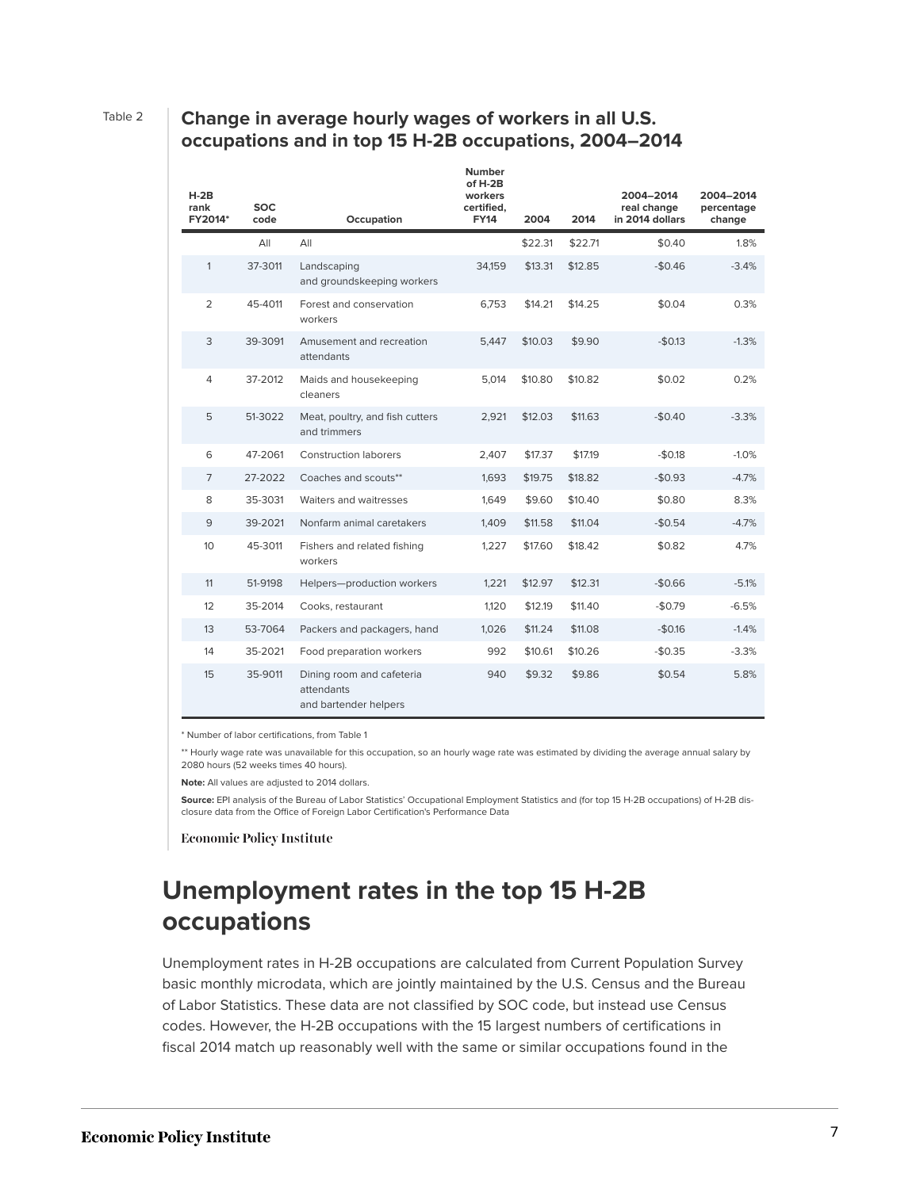Table 2

**Change in average hourly wages of workers in all U.S. occupations and in top 15 H-2B occupations, 2004–2014**

| H-2B rank FY2014* | SOC code | Occupation | Number of H-2B workers certified, FY14 | 2004 | 2014 | 2004–2014 real change in 2014 dollars | 2004–2014 percentage change |
|---|---|---|---|---|---|---|---|
| | All | All | | $22.31 | $22.71 | $0.40 | 1.8% |
| 1 | 37-3011 | Landscaping and groundskeeping workers | 34,159 | $13.31 | $12.85 | -$0.46 | -3.4% |
| 2 | 45-4011 | Forest and conservation workers | 6,753 | $14.21 | $14.25 | $0.04 | 0.3% |
| 3 | 39-3091 | Amusement and recreation attendants | 5,447 | $10.03 | $9.90 | -$0.13 | -1.3% |
| 4 | 37-2012 | Maids and housekeeping cleaners | 5,014 | $10.80 | $10.82 | $0.02 | 0.2% |
| 5 | 51-3022 | Meat, poultry, and fish cutters and trimmers | 2,921 | $12.03 | $11.63 | -$0.40 | -3.3% |
| 6 | 47-2061 | Construction laborers | 2,407 | $17.37 | $17.19 | -$0.18 | -1.0% |
| 7 | 27-2022 | Coaches and scouts** | 1,693 | $19.75 | $18.82 | -$0.93 | -4.7% |
| 8 | 35-3031 | Waiters and waitresses | 1,649 | $9.60 | $10.40 | $0.80 | 8.3% |
| 9 | 39-2021 | Nonfarm animal caretakers | 1,409 | $11.58 | $11.04 | -$0.54 | -4.7% |
| 10 | 45-3011 | Fishers and related fishing workers | 1,227 | $17.60 | $18.42 | $0.82 | 4.7% |
| 11 | 51-9198 | Helpers—production workers | 1,221 | $12.97 | $12.31 | -$0.66 | -5.1% |
| 12 | 35-2014 | Cooks, restaurant | 1,120 | $12.19 | $11.40 | -$0.79 | -6.5% |
| 13 | 53-7064 | Packers and packagers, hand | 1,026 | $11.24 | $11.08 | -$0.16 | -1.4% |
| 14 | 35-2021 | Food preparation workers | 992 | $10.61 | $10.26 | -$0.35 | -3.3% |
| 15 | 35-9011 | Dining room and cafeteria attendants and bartender helpers | 940 | $9.32 | $9.86 | $0.54 | 5.8% |

* Number of labor certifications, from Table 1

** Hourly wage rate was unavailable for this occupation, so an hourly wage rate was estimated by dividing the average annual salary by 2080 hours (52 weeks times 40 hours).

**Note:** All values are adjusted to 2014 dollars.

**Source:** EPI analysis of the Bureau of Labor Statistics' Occupational Employment Statistics and (for top 15 H-2B occupations) of H-2B disclosure data from the Office of Foreign Labor Certification's Performance Data

Economic Policy Institute

## Unemployment rates in the top 15 H-2B occupations

Unemployment rates in H-2B occupations are calculated from Current Population Survey basic monthly microdata, which are jointly maintained by the U.S. Census and the Bureau of Labor Statistics. These data are not classified by SOC code, but instead use Census codes. However, the H-2B occupations with the 15 largest numbers of certifications in fiscal 2014 match up reasonably well with the same or similar occupations found in the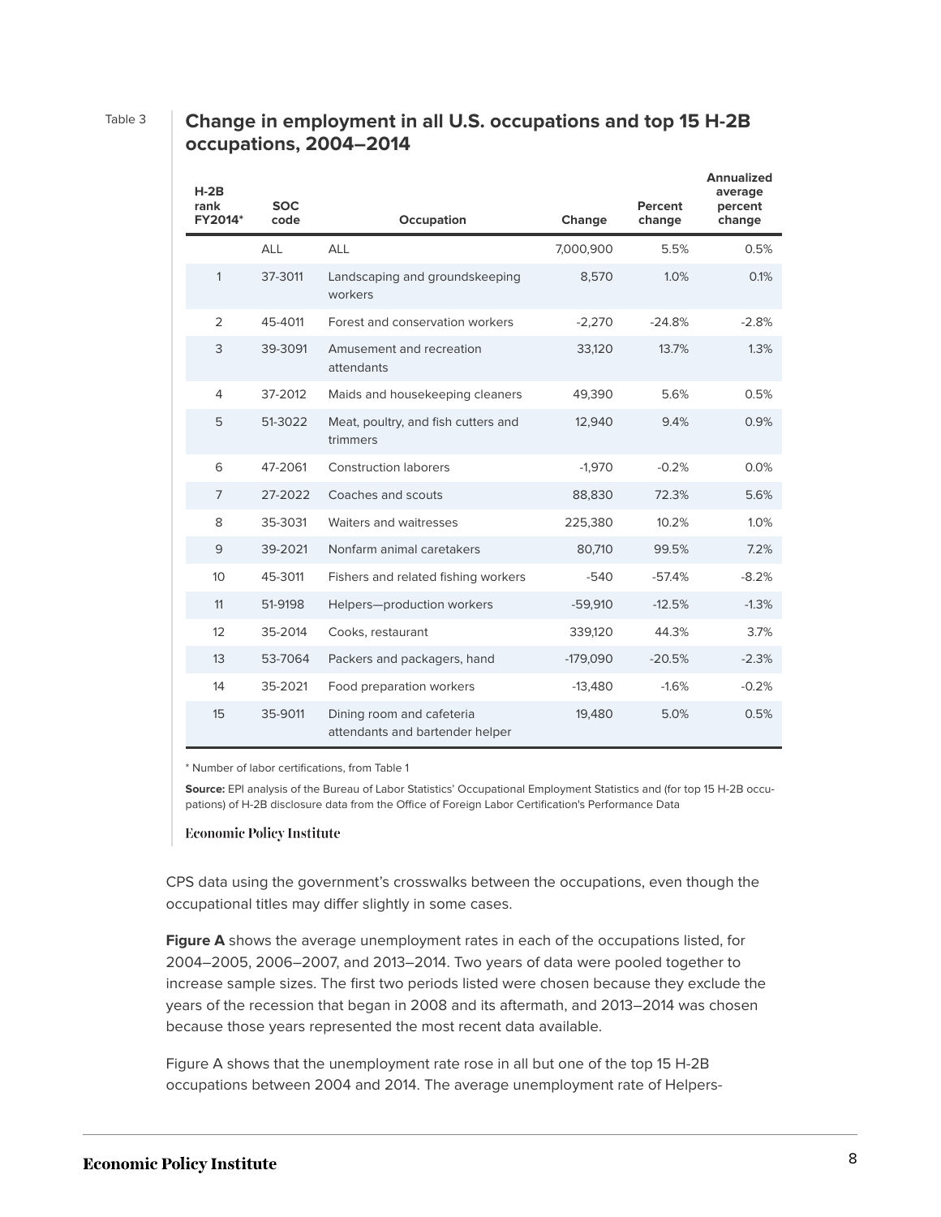Table 3

## Change in employment in all U.S. occupations and top 15 H-2B occupations, 2004–2014

| H-2B rank FY2014* | SOC code | Occupation | Change | Percent change | Annualized average percent change |
|---|---|---|---|---|---|
| | ALL | ALL | 7,000,900 | 5.5% | 0.5% |
| 1 | 37-3011 | Landscaping and groundskeeping workers | 8,570 | 1.0% | 0.1% |
| 2 | 45-4011 | Forest and conservation workers | -2,270 | -24.8% | -2.8% |
| 3 | 39-3091 | Amusement and recreation attendants | 33,120 | 13.7% | 1.3% |
| 4 | 37-2012 | Maids and housekeeping cleaners | 49,390 | 5.6% | 0.5% |
| 5 | 51-3022 | Meat, poultry, and fish cutters and trimmers | 12,940 | 9.4% | 0.9% |
| 6 | 47-2061 | Construction laborers | -1,970 | -0.2% | 0.0% |
| 7 | 27-2022 | Coaches and scouts | 88,830 | 72.3% | 5.6% |
| 8 | 35-3031 | Waiters and waitresses | 225,380 | 10.2% | 1.0% |
| 9 | 39-2021 | Nonfarm animal caretakers | 80,710 | 99.5% | 7.2% |
| 10 | 45-3011 | Fishers and related fishing workers | -540 | -57.4% | -8.2% |
| 11 | 51-9198 | Helpers—production workers | -59,910 | -12.5% | -1.3% |
| 12 | 35-2014 | Cooks, restaurant | 339,120 | 44.3% | 3.7% |
| 13 | 53-7064 | Packers and packagers, hand | -179,090 | -20.5% | -2.3% |
| 14 | 35-2021 | Food preparation workers | -13,480 | -1.6% | -0.2% |
| 15 | 35-9011 | Dining room and cafeteria attendants and bartender helper | 19,480 | 5.0% | 0.5% |

* Number of labor certifications, from Table 1

**Source:** EPI analysis of the Bureau of Labor Statistics' Occupational Employment Statistics and (for top 15 H-2B occupations) of H-2B disclosure data from the Office of Foreign Labor Certification's Performance Data

Economic Policy Institute

CPS data using the government's crosswalks between the occupations, even though the occupational titles may differ slightly in some cases.

**Figure A** shows the average unemployment rates in each of the occupations listed, for 2004–2005, 2006–2007, and 2013–2014. Two years of data were pooled together to increase sample sizes. The first two periods listed were chosen because they exclude the years of the recession that began in 2008 and its aftermath, and 2013–2014 was chosen because those years represented the most recent data available.

Figure A shows that the unemployment rate rose in all but one of the top 15 H-2B occupations between 2004 and 2014. The average unemployment rate of Helpers-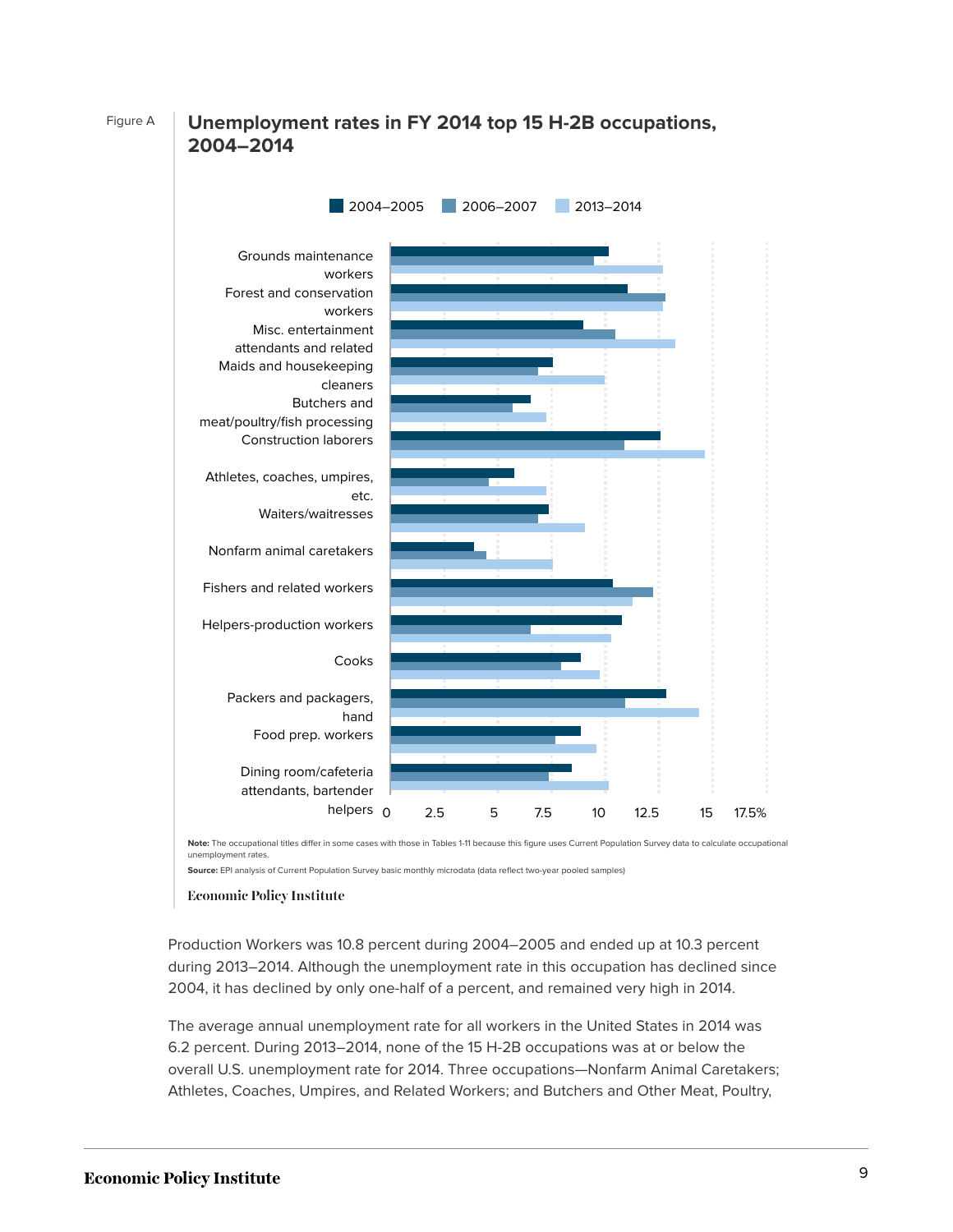Figure A

## Unemployment rates in FY 2014 top 15 H-2B occupations, 2004–2014

■ 2004–2005 ■ 2006–2007 ■ 2013–2014

Grounds maintenance workers
Forest and conservation workers
Misc. entertainment attendants and related
Maids and housekeeping cleaners
Butchers and meat/poultry/fish processing
Construction laborers
Athletes, coaches, umpires, etc.
Waiters/waitresses
Nonfarm animal caretakers
Fishers and related workers
Helpers-production workers
Cooks
Packers and packagers, hand
Food prep. workers
Dining room/cafeteria attendants, bartender helpers

0 2.5 5 7.5 10 12.5 15 17.5%

**Note:** The occupational titles differ in some cases with those in Tables 1-11 because this figure uses Current Population Survey data to calculate occupational unemployment rates.

**Source:** EPI analysis of Current Population Survey basic monthly microdata (data reflect two-year pooled samples)

Economic Policy Institute

Production Workers was 10.8 percent during 2004–2005 and ended up at 10.3 percent during 2013–2014. Although the unemployment rate in this occupation has declined since 2004, it has declined by only one-half of a percent, and remained very high in 2014.

The average annual unemployment rate for all workers in the United States in 2014 was 6.2 percent. During 2013–2014, none of the 15 H-2B occupations was at or below the overall U.S. unemployment rate for 2014. Three occupations—Nonfarm Animal Caretakers; Athletes, Coaches, Umpires, and Related Workers; and Butchers and Other Meat, Poultry,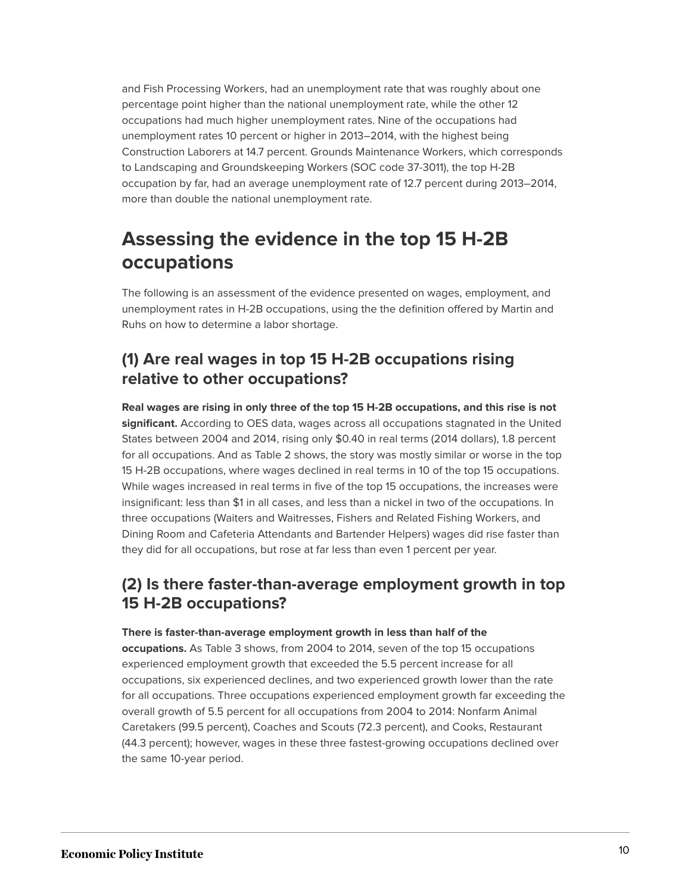and Fish Processing Workers, had an unemployment rate that was roughly about one percentage point higher than the national unemployment rate, while the other 12 occupations had much higher unemployment rates. Nine of the occupations had unemployment rates 10 percent or higher in 2013–2014, with the highest being Construction Laborers at 14.7 percent. Grounds Maintenance Workers, which corresponds to Landscaping and Groundskeeping Workers (SOC code 37-3011), the top H-2B occupation by far, had an average unemployment rate of 12.7 percent during 2013–2014, more than double the national unemployment rate.

## Assessing the evidence in the top 15 H-2B occupations

The following is an assessment of the evidence presented on wages, employment, and unemployment rates in H-2B occupations, using the the definition offered by Martin and Ruhs on how to determine a labor shortage.

### (1) Are real wages in top 15 H-2B occupations rising relative to other occupations?

**Real wages are rising in only three of the top 15 H-2B occupations, and this rise is not significant.** According to OES data, wages across all occupations stagnated in the United States between 2004 and 2014, rising only $0.40 in real terms (2014 dollars), 1.8 percent for all occupations. And as Table 2 shows, the story was mostly similar or worse in the top 15 H-2B occupations, where wages declined in real terms in 10 of the top 15 occupations. While wages increased in real terms in five of the top 15 occupations, the increases were insignificant: less than $1 in all cases, and less than a nickel in two of the occupations. In three occupations (Waiters and Waitresses, Fishers and Related Fishing Workers, and Dining Room and Cafeteria Attendants and Bartender Helpers) wages did rise faster than they did for all occupations, but rose at far less than even 1 percent per year.

### (2) Is there faster-than-average employment growth in top 15 H-2B occupations?

**There is faster-than-average employment growth in less than half of the occupations.** As Table 3 shows, from 2004 to 2014, seven of the top 15 occupations experienced employment growth that exceeded the 5.5 percent increase for all occupations, six experienced declines, and two experienced growth lower than the rate for all occupations. Three occupations experienced employment growth far exceeding the overall growth of 5.5 percent for all occupations from 2004 to 2014: Nonfarm Animal Caretakers (99.5 percent), Coaches and Scouts (72.3 percent), and Cooks, Restaurant (44.3 percent); however, wages in these three fastest-growing occupations declined over the same 10-year period.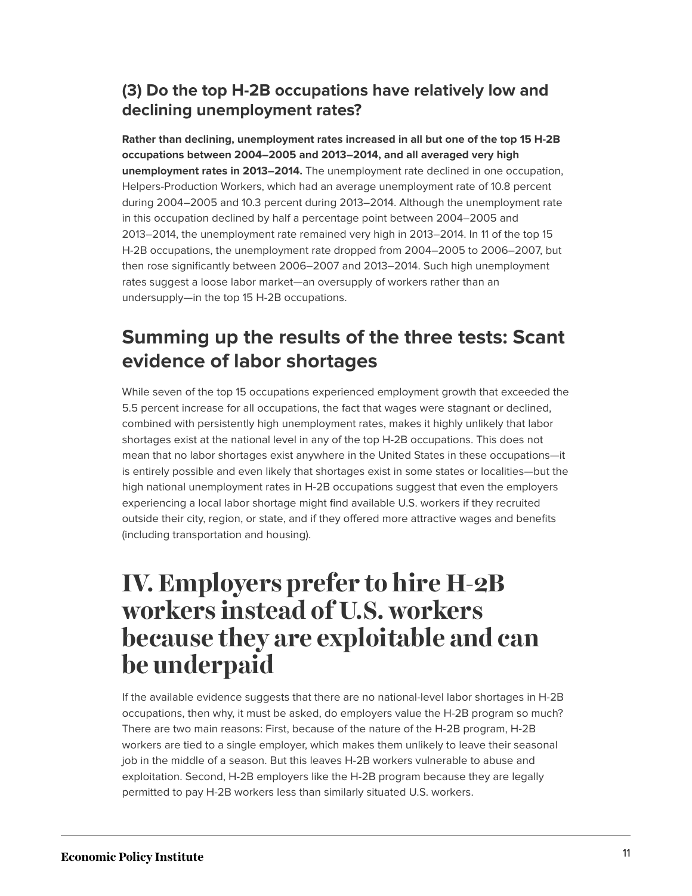### (3) Do the top H-2B occupations have relatively low and declining unemployment rates?

**Rather than declining, unemployment rates increased in all but one of the top 15 H-2B occupations between 2004–2005 and 2013–2014, and all averaged very high unemployment rates in 2013–2014.** The unemployment rate declined in one occupation, Helpers-Production Workers, which had an average unemployment rate of 10.8 percent during 2004–2005 and 10.3 percent during 2013–2014. Although the unemployment rate in this occupation declined by half a percentage point between 2004–2005 and 2013–2014, the unemployment rate remained very high in 2013–2014. In 11 of the top 15 H-2B occupations, the unemployment rate dropped from 2004–2005 to 2006–2007, but then rose significantly between 2006–2007 and 2013–2014. Such high unemployment rates suggest a loose labor market—an oversupply of workers rather than an undersupply—in the top 15 H-2B occupations.

## Summing up the results of the three tests: Scant evidence of labor shortages

While seven of the top 15 occupations experienced employment growth that exceeded the 5.5 percent increase for all occupations, the fact that wages were stagnant or declined, combined with persistently high unemployment rates, makes it highly unlikely that labor shortages exist at the national level in any of the top H-2B occupations. This does not mean that no labor shortages exist anywhere in the United States in these occupations—it is entirely possible and even likely that shortages exist in some states or localities—but the high national unemployment rates in H-2B occupations suggest that even the employers experiencing a local labor shortage might find available U.S. workers if they recruited outside their city, region, or state, and if they offered more attractive wages and benefits (including transportation and housing).

# IV. Employers prefer to hire H-2B workers instead of U.S. workers because they are exploitable and can be underpaid

If the available evidence suggests that there are no national-level labor shortages in H-2B occupations, then why, it must be asked, do employers value the H-2B program so much? There are two main reasons: First, because of the nature of the H-2B program, H-2B workers are tied to a single employer, which makes them unlikely to leave their seasonal job in the middle of a season. But this leaves H-2B workers vulnerable to abuse and exploitation. Second, H-2B employers like the H-2B program because they are legally permitted to pay H-2B workers less than similarly situated U.S. workers.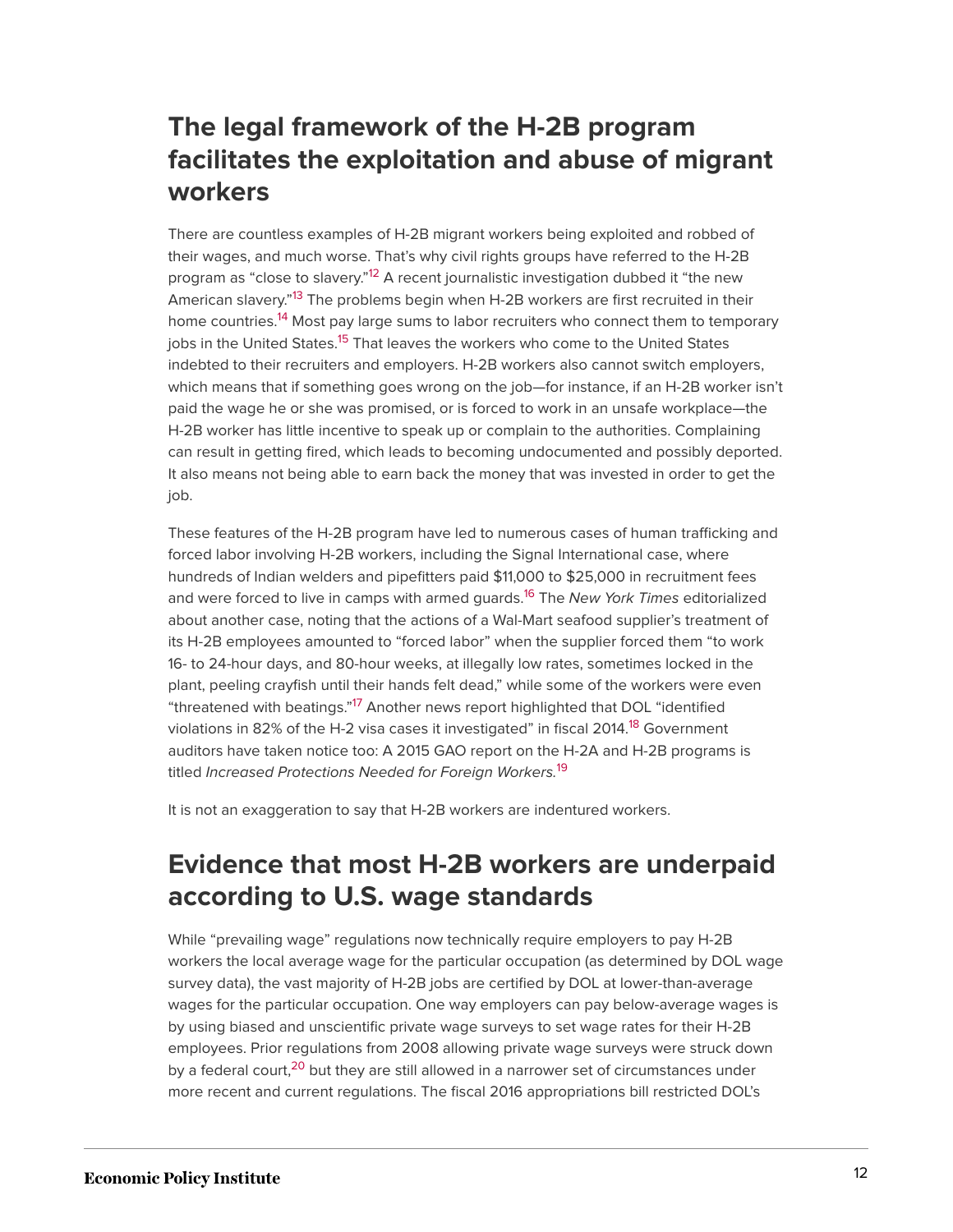## The legal framework of the H-2B program facilitates the exploitation and abuse of migrant workers

There are countless examples of H-2B migrant workers being exploited and robbed of their wages, and much worse. That's why civil rights groups have referred to the H-2B program as "close to slavery."[12] A recent journalistic investigation dubbed it "the new American slavery."[13] The problems begin when H-2B workers are first recruited in their home countries.[14] Most pay large sums to labor recruiters who connect them to temporary jobs in the United States.[15] That leaves the workers who come to the United States indebted to their recruiters and employers. H-2B workers also cannot switch employers, which means that if something goes wrong on the job—for instance, if an H-2B worker isn't paid the wage he or she was promised, or is forced to work in an unsafe workplace—the H-2B worker has little incentive to speak up or complain to the authorities. Complaining can result in getting fired, which leads to becoming undocumented and possibly deported. It also means not being able to earn back the money that was invested in order to get the job.

These features of the H-2B program have led to numerous cases of human trafficking and forced labor involving H-2B workers, including the Signal International case, where hundreds of Indian welders and pipefitters paid $11,000 to $25,000 in recruitment fees and were forced to live in camps with armed guards.[16] The *New York Times* editorialized about another case, noting that the actions of a Wal-Mart seafood supplier's treatment of its H-2B employees amounted to "forced labor" when the supplier forced them "to work 16- to 24-hour days, and 80-hour weeks, at illegally low rates, sometimes locked in the plant, peeling crayfish until their hands felt dead," while some of the workers were even "threatened with beatings."[17] Another news report highlighted that DOL "identified violations in 82% of the H-2 visa cases it investigated" in fiscal 2014.[18] Government auditors have taken notice too: A 2015 GAO report on the H-2A and H-2B programs is titled *Increased Protections Needed for Foreign Workers.*[19]

It is not an exaggeration to say that H-2B workers are indentured workers.

## Evidence that most H-2B workers are underpaid according to U.S. wage standards

While "prevailing wage" regulations now technically require employers to pay H-2B workers the local average wage for the particular occupation (as determined by DOL wage survey data), the vast majority of H-2B jobs are certified by DOL at lower-than-average wages for the particular occupation. One way employers can pay below-average wages is by using biased and unscientific private wage surveys to set wage rates for their H-2B employees. Prior regulations from 2008 allowing private wage surveys were struck down by a federal court,[20] but they are still allowed in a narrower set of circumstances under more recent and current regulations. The fiscal 2016 appropriations bill restricted DOL's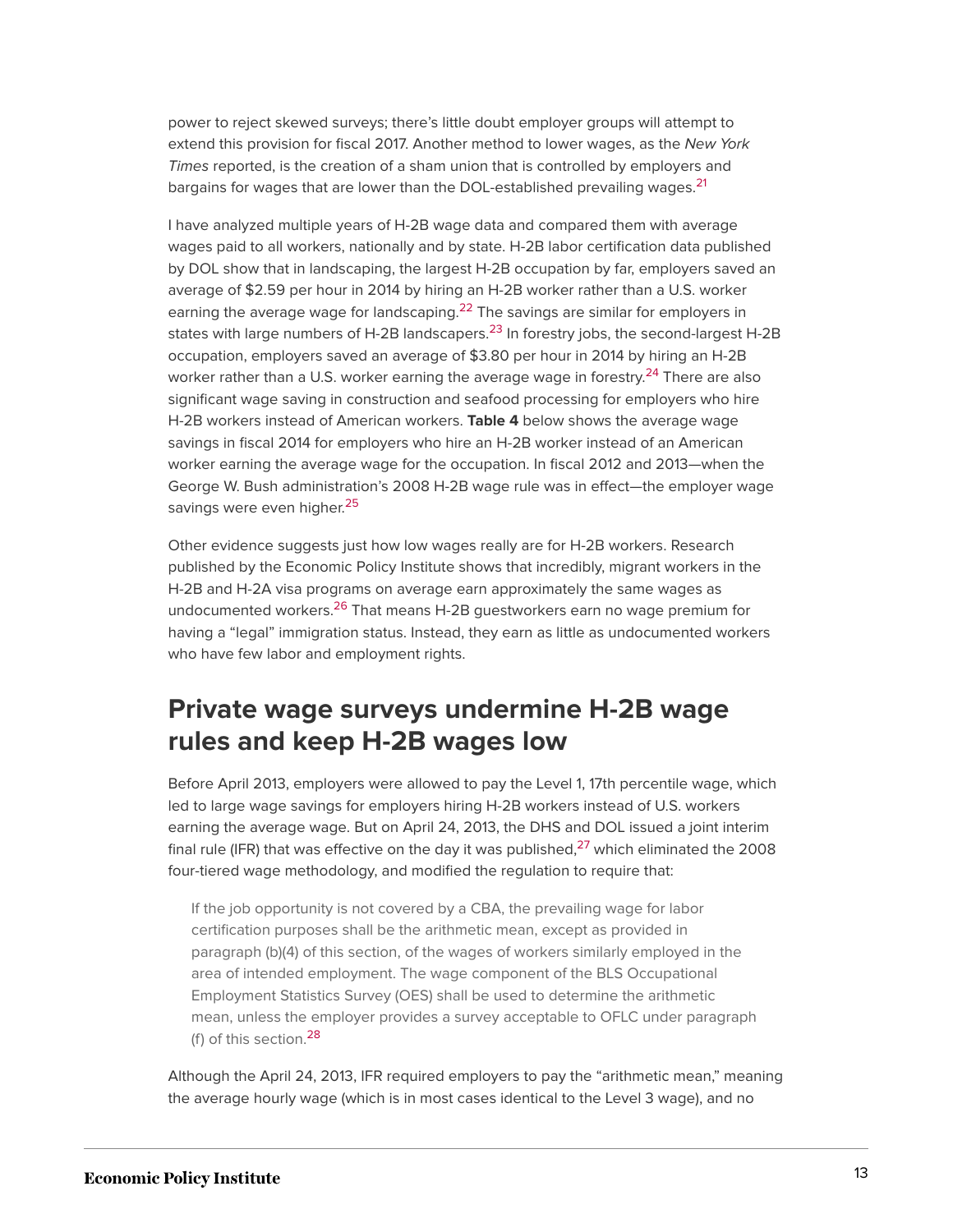power to reject skewed surveys; there's little doubt employer groups will attempt to extend this provision for fiscal 2017. Another method to lower wages, as the *New York Times* reported, is the creation of a sham union that is controlled by employers and bargains for wages that are lower than the DOL-established prevailing wages.[21]

I have analyzed multiple years of H-2B wage data and compared them with average wages paid to all workers, nationally and by state. H-2B labor certification data published by DOL show that in landscaping, the largest H-2B occupation by far, employers saved an average of $2.59 per hour in 2014 by hiring an H-2B worker rather than a U.S. worker earning the average wage for landscaping.[22] The savings are similar for employers in states with large numbers of H-2B landscapers.[23] In forestry jobs, the second-largest H-2B occupation, employers saved an average of $3.80 per hour in 2014 by hiring an H-2B worker rather than a U.S. worker earning the average wage in forestry.[24] There are also significant wage saving in construction and seafood processing for employers who hire H-2B workers instead of American workers. **Table 4** below shows the average wage savings in fiscal 2014 for employers who hire an H-2B worker instead of an American worker earning the average wage for the occupation. In fiscal 2012 and 2013—when the George W. Bush administration's 2008 H-2B wage rule was in effect—the employer wage savings were even higher.[25]

Other evidence suggests just how low wages really are for H-2B workers. Research published by the Economic Policy Institute shows that incredibly, migrant workers in the H-2B and H-2A visa programs on average earn approximately the same wages as undocumented workers.[26] That means H-2B guestworkers earn no wage premium for having a "legal" immigration status. Instead, they earn as little as undocumented workers who have few labor and employment rights.

## Private wage surveys undermine H-2B wage rules and keep H-2B wages low

Before April 2013, employers were allowed to pay the Level 1, 17th percentile wage, which led to large wage savings for employers hiring H-2B workers instead of U.S. workers earning the average wage. But on April 24, 2013, the DHS and DOL issued a joint interim final rule (IFR) that was effective on the day it was published,[27] which eliminated the 2008 four-tiered wage methodology, and modified the regulation to require that:

> If the job opportunity is not covered by a CBA, the prevailing wage for labor certification purposes shall be the arithmetic mean, except as provided in paragraph (b)(4) of this section, of the wages of workers similarly employed in the area of intended employment. The wage component of the BLS Occupational Employment Statistics Survey (OES) shall be used to determine the arithmetic mean, unless the employer provides a survey acceptable to OFLC under paragraph (f) of this section.[28]

Although the April 24, 2013, IFR required employers to pay the "arithmetic mean," meaning the average hourly wage (which is in most cases identical to the Level 3 wage), and no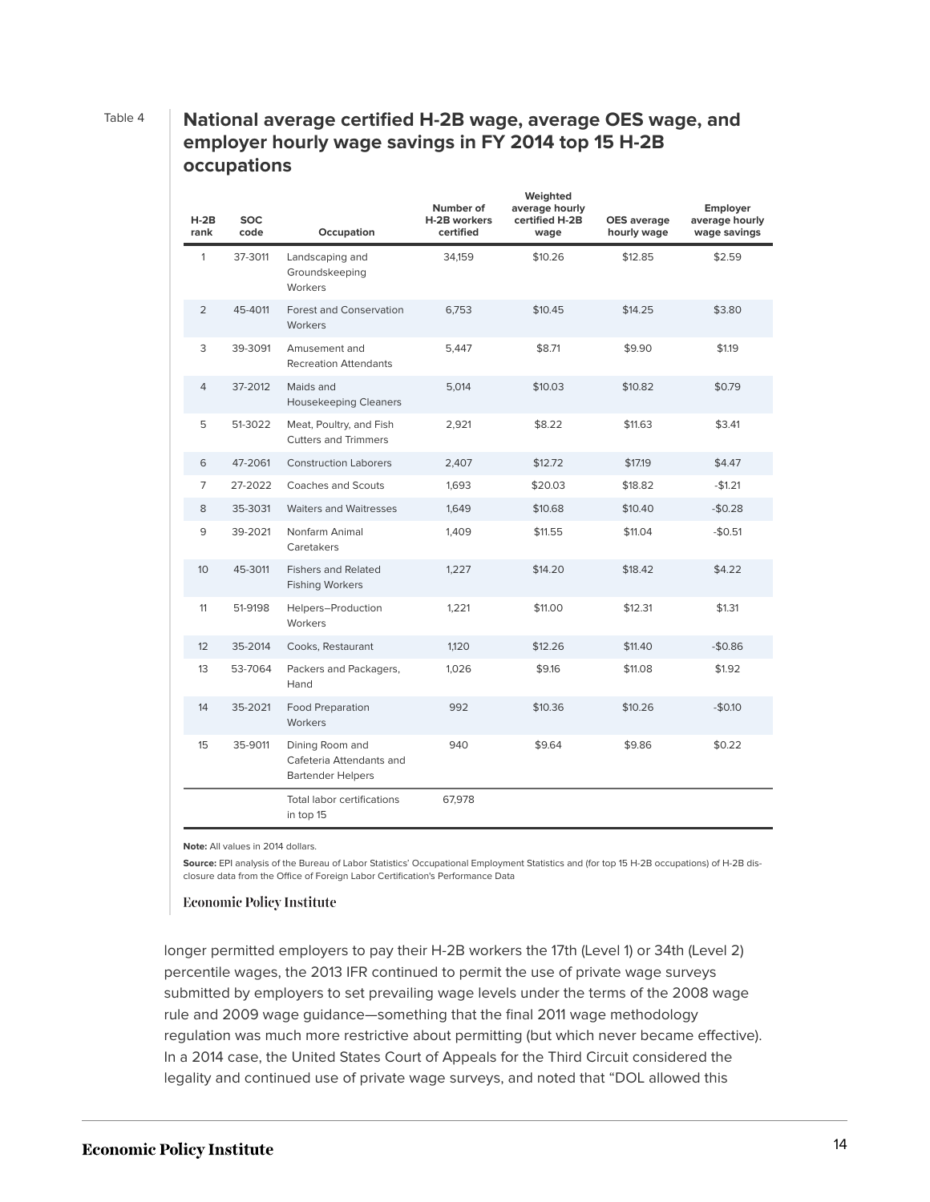Table 4

## National average certified H-2B wage, average OES wage, and employer hourly wage savings in FY 2014 top 15 H-2B occupations

| H-2B rank | SOC code | Occupation | Number of H-2B workers certified | Weighted average hourly certified H-2B wage | OES average hourly wage | Employer average hourly wage savings |
|---|---|---|---|---|---|---|
| 1 | 37-3011 | Landscaping and Groundskeeping Workers | 34,159 | $10.26 | $12.85 | $2.59 |
| 2 | 45-4011 | Forest and Conservation Workers | 6,753 | $10.45 | $14.25 | $3.80 |
| 3 | 39-3091 | Amusement and Recreation Attendants | 5,447 | $8.71 | $9.90 | $1.19 |
| 4 | 37-2012 | Maids and Housekeeping Cleaners | 5,014 | $10.03 | $10.82 | $0.79 |
| 5 | 51-3022 | Meat, Poultry, and Fish Cutters and Trimmers | 2,921 | $8.22 | $11.63 | $3.41 |
| 6 | 47-2061 | Construction Laborers | 2,407 | $12.72 | $17.19 | $4.47 |
| 7 | 27-2022 | Coaches and Scouts | 1,693 | $20.03 | $18.82 | -$1.21 |
| 8 | 35-3031 | Waiters and Waitresses | 1,649 | $10.68 | $10.40 | -$0.28 |
| 9 | 39-2021 | Nonfarm Animal Caretakers | 1,409 | $11.55 | $11.04 | -$0.51 |
| 10 | 45-3011 | Fishers and Related Fishing Workers | 1,227 | $14.20 | $18.42 | $4.22 |
| 11 | 51-9198 | Helpers–Production Workers | 1,221 | $11.00 | $12.31 | $1.31 |
| 12 | 35-2014 | Cooks, Restaurant | 1,120 | $12.26 | $11.40 | -$0.86 |
| 13 | 53-7064 | Packers and Packagers, Hand | 1,026 | $9.16 | $11.08 | $1.92 |
| 14 | 35-2021 | Food Preparation Workers | 992 | $10.36 | $10.26 | -$0.10 |
| 15 | 35-9011 | Dining Room and Cafeteria Attendants and Bartender Helpers | 940 | $9.64 | $9.86 | $0.22 |
| | | Total labor certifications in top 15 | 67,978 | | | |

**Note:** All values in 2014 dollars.

**Source:** EPI analysis of the Bureau of Labor Statistics' Occupational Employment Statistics and (for top 15 H-2B occupations) of H-2B disclosure data from the Office of Foreign Labor Certification's Performance Data

Economic Policy Institute

longer permitted employers to pay their H-2B workers the 17th (Level 1) or 34th (Level 2) percentile wages, the 2013 IFR continued to permit the use of private wage surveys submitted by employers to set prevailing wage levels under the terms of the 2008 wage rule and 2009 wage guidance—something that the final 2011 wage methodology regulation was much more restrictive about permitting (but which never became effective). In a 2014 case, the United States Court of Appeals for the Third Circuit considered the legality and continued use of private wage surveys, and noted that "DOL allowed this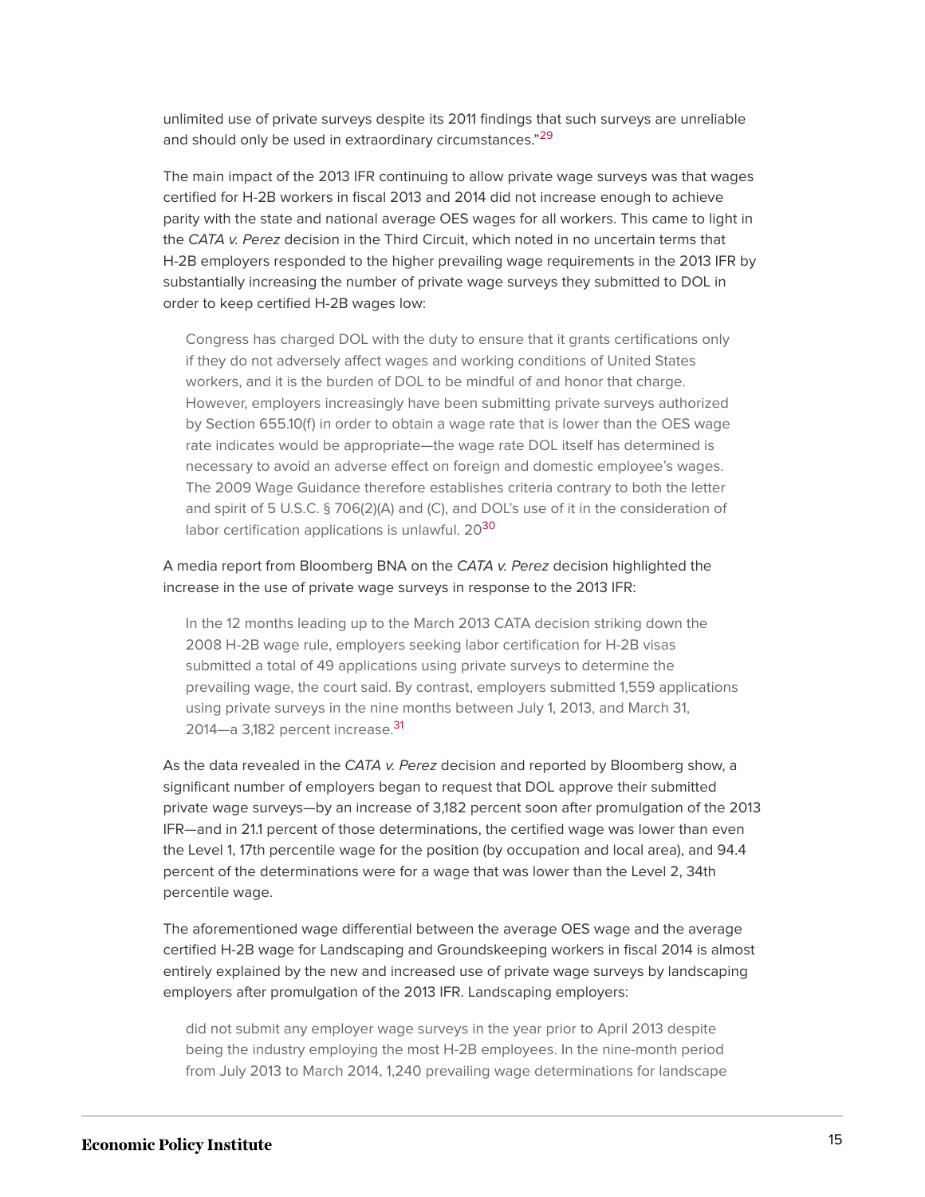unlimited use of private surveys despite its 2011 findings that such surveys are unreliable and should only be used in extraordinary circumstances."[29]

The main impact of the 2013 IFR continuing to allow private wage surveys was that wages certified for H-2B workers in fiscal 2013 and 2014 did not increase enough to achieve parity with the state and national average OES wages for all workers. This came to light in the *CATA v. Perez* decision in the Third Circuit, which noted in no uncertain terms that H-2B employers responded to the higher prevailing wage requirements in the 2013 IFR by substantially increasing the number of private wage surveys they submitted to DOL in order to keep certified H-2B wages low:

> Congress has charged DOL with the duty to ensure that it grants certifications only if they do not adversely affect wages and working conditions of United States workers, and it is the burden of DOL to be mindful of and honor that charge. However, employers increasingly have been submitting private surveys authorized by Section 655.10(f) in order to obtain a wage rate that is lower than the OES wage rate indicates would be appropriate—the wage rate DOL itself has determined is necessary to avoid an adverse effect on foreign and domestic employee's wages. The 2009 Wage Guidance therefore establishes criteria contrary to both the letter and spirit of 5 U.S.C. § 706(2)(A) and (C), and DOL's use of it in the consideration of labor certification applications is unlawful. 20[30]

A media report from Bloomberg BNA on the *CATA v. Perez* decision highlighted the increase in the use of private wage surveys in response to the 2013 IFR:

> In the 12 months leading up to the March 2013 CATA decision striking down the 2008 H-2B wage rule, employers seeking labor certification for H-2B visas submitted a total of 49 applications using private surveys to determine the prevailing wage, the court said. By contrast, employers submitted 1,559 applications using private surveys in the nine months between July 1, 2013, and March 31, 2014—a 3,182 percent increase.[31]

As the data revealed in the *CATA v. Perez* decision and reported by Bloomberg show, a significant number of employers began to request that DOL approve their submitted private wage surveys—by an increase of 3,182 percent soon after promulgation of the 2013 IFR—and in 21.1 percent of those determinations, the certified wage was lower than even the Level 1, 17th percentile wage for the position (by occupation and local area), and 94.4 percent of the determinations were for a wage that was lower than the Level 2, 34th percentile wage.

The aforementioned wage differential between the average OES wage and the average certified H-2B wage for Landscaping and Groundskeeping workers in fiscal 2014 is almost entirely explained by the new and increased use of private wage surveys by landscaping employers after promulgation of the 2013 IFR. Landscaping employers:

> did not submit any employer wage surveys in the year prior to April 2013 despite being the industry employing the most H-2B employees. In the nine-month period from July 2013 to March 2014, 1,240 prevailing wage determinations for landscape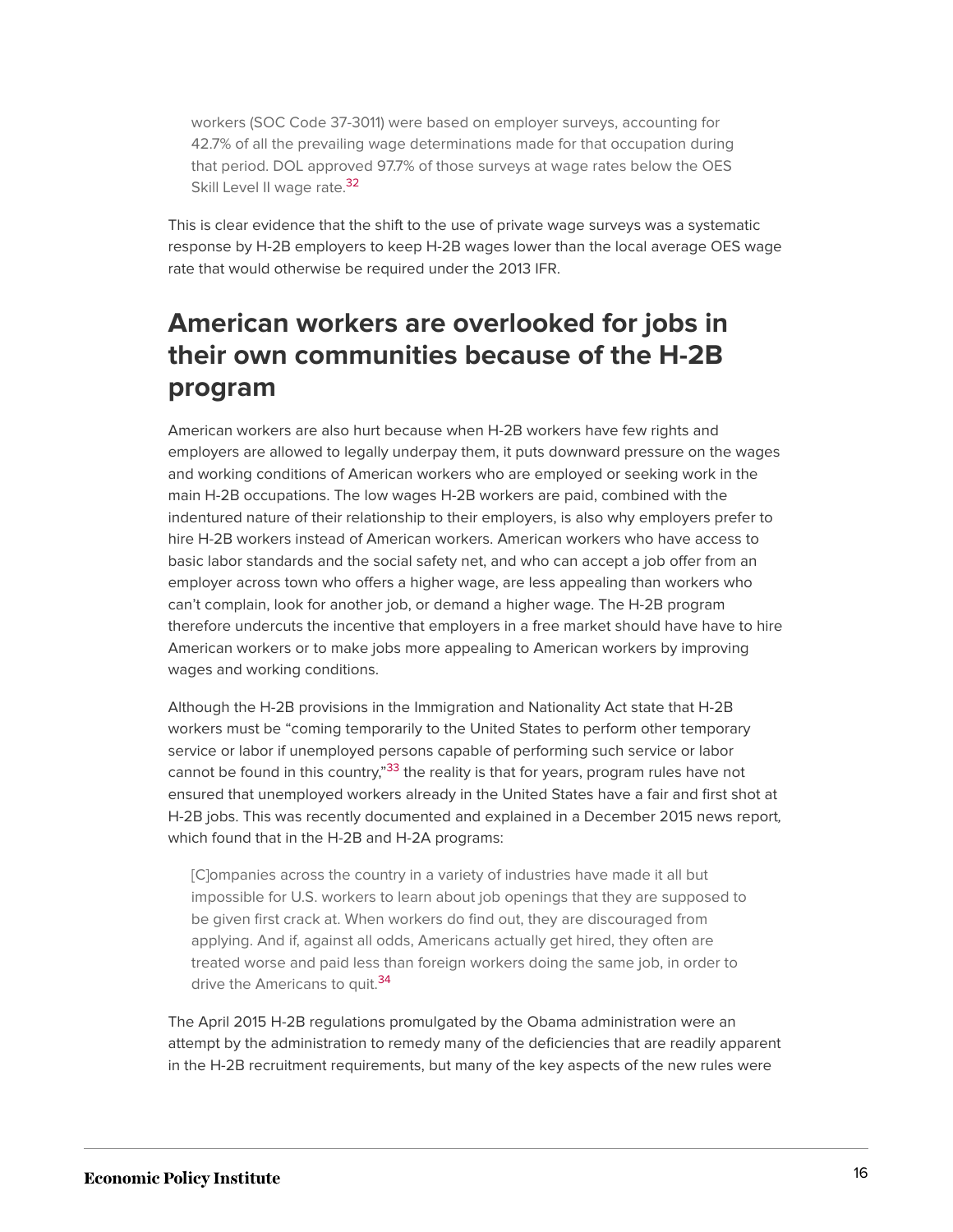> workers (SOC Code 37-3011) were based on employer surveys, accounting for 42.7% of all the prevailing wage determinations made for that occupation during that period. DOL approved 97.7% of those surveys at wage rates below the OES Skill Level II wage rate.[32]

This is clear evidence that the shift to the use of private wage surveys was a systematic response by H-2B employers to keep H-2B wages lower than the local average OES wage rate that would otherwise be required under the 2013 IFR.

## American workers are overlooked for jobs in their own communities because of the H-2B program

American workers are also hurt because when H-2B workers have few rights and employers are allowed to legally underpay them, it puts downward pressure on the wages and working conditions of American workers who are employed or seeking work in the main H-2B occupations. The low wages H-2B workers are paid, combined with the indentured nature of their relationship to their employers, is also why employers prefer to hire H-2B workers instead of American workers. American workers who have access to basic labor standards and the social safety net, and who can accept a job offer from an employer across town who offers a higher wage, are less appealing than workers who can't complain, look for another job, or demand a higher wage. The H-2B program therefore undercuts the incentive that employers in a free market should have have to hire American workers or to make jobs more appealing to American workers by improving wages and working conditions.

Although the H-2B provisions in the Immigration and Nationality Act state that H-2B workers must be "coming temporarily to the United States to perform other temporary service or labor if unemployed persons capable of performing such service or labor cannot be found in this country,"[33] the reality is that for years, program rules have not ensured that unemployed workers already in the United States have a fair and first shot at H-2B jobs. This was recently documented and explained in a December 2015 news report, which found that in the H-2B and H-2A programs:

> [C]ompanies across the country in a variety of industries have made it all but impossible for U.S. workers to learn about job openings that they are supposed to be given first crack at. When workers do find out, they are discouraged from applying. And if, against all odds, Americans actually get hired, they often are treated worse and paid less than foreign workers doing the same job, in order to drive the Americans to quit.[34]

The April 2015 H-2B regulations promulgated by the Obama administration were an attempt by the administration to remedy many of the deficiencies that are readily apparent in the H-2B recruitment requirements, but many of the key aspects of the new rules were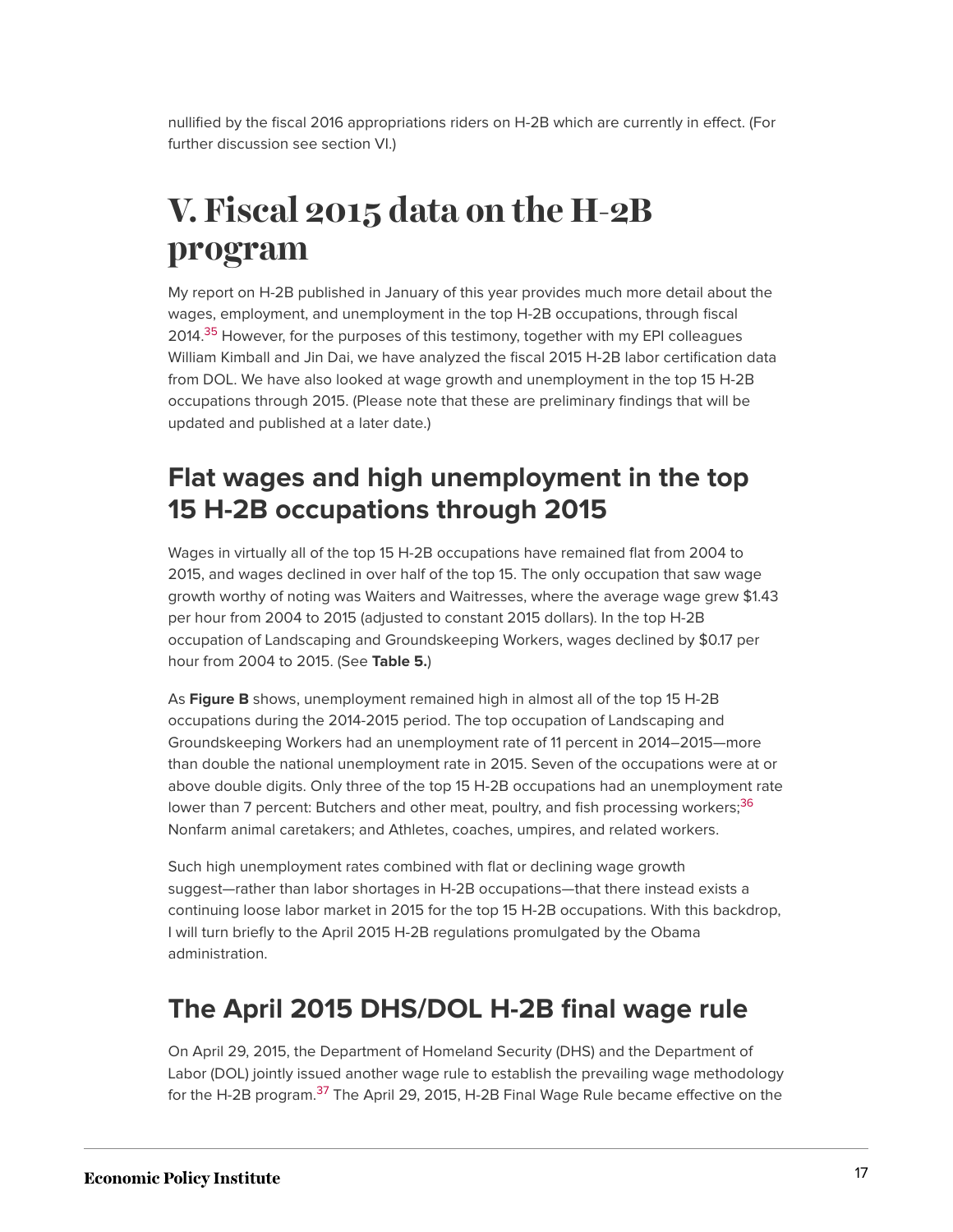nullified by the fiscal 2016 appropriations riders on H-2B which are currently in effect. (For further discussion see section VI.)

# V. Fiscal 2015 data on the H-2B program

My report on H-2B published in January of this year provides much more detail about the wages, employment, and unemployment in the top H-2B occupations, through fiscal 2014.[35] However, for the purposes of this testimony, together with my EPI colleagues William Kimball and Jin Dai, we have analyzed the fiscal 2015 H-2B labor certification data from DOL. We have also looked at wage growth and unemployment in the top 15 H-2B occupations through 2015. (Please note that these are preliminary findings that will be updated and published at a later date.)

## Flat wages and high unemployment in the top 15 H-2B occupations through 2015

Wages in virtually all of the top 15 H-2B occupations have remained flat from 2004 to 2015, and wages declined in over half of the top 15. The only occupation that saw wage growth worthy of noting was Waiters and Waitresses, where the average wage grew $1.43 per hour from 2004 to 2015 (adjusted to constant 2015 dollars). In the top H-2B occupation of Landscaping and Groundskeeping Workers, wages declined by $0.17 per hour from 2004 to 2015. (See **Table 5.**)

As **Figure B** shows, unemployment remained high in almost all of the top 15 H-2B occupations during the 2014-2015 period. The top occupation of Landscaping and Groundskeeping Workers had an unemployment rate of 11 percent in 2014–2015—more than double the national unemployment rate in 2015. Seven of the occupations were at or above double digits. Only three of the top 15 H-2B occupations had an unemployment rate lower than 7 percent: Butchers and other meat, poultry, and fish processing workers;[36] Nonfarm animal caretakers; and Athletes, coaches, umpires, and related workers.

Such high unemployment rates combined with flat or declining wage growth suggest—rather than labor shortages in H-2B occupations—that there instead exists a continuing loose labor market in 2015 for the top 15 H-2B occupations. With this backdrop, I will turn briefly to the April 2015 H-2B regulations promulgated by the Obama administration.

## The April 2015 DHS/DOL H-2B final wage rule

On April 29, 2015, the Department of Homeland Security (DHS) and the Department of Labor (DOL) jointly issued another wage rule to establish the prevailing wage methodology for the H-2B program.[37] The April 29, 2015, H-2B Final Wage Rule became effective on the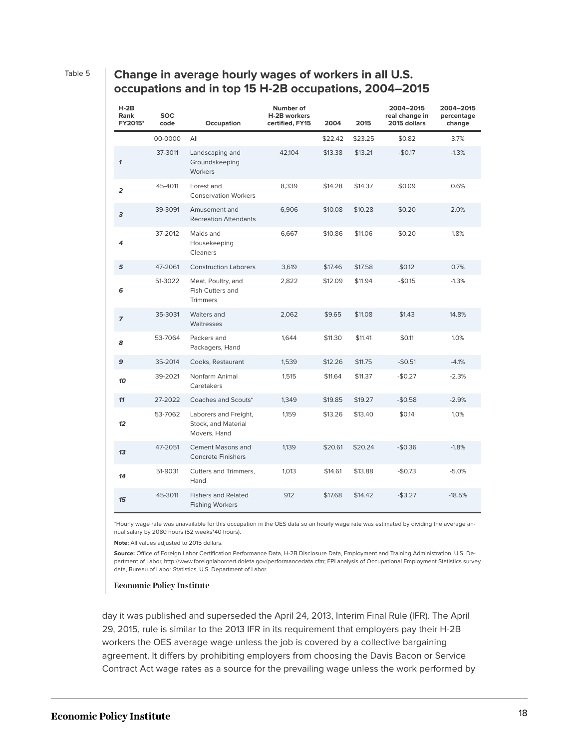Table 5

## Change in average hourly wages of workers in all U.S. occupations and in top 15 H-2B occupations, 2004–2015

| H-2B Rank FY2015* | SOC code | Occupation | Number of H-2B workers certified, FY15 | 2004 | 2015 | 2004–2015 real change in 2015 dollars | 2004–2015 percentage change |
|---|---|---|---|---|---|---|---|
| | 00-0000 | All | | $22.42 | $23.25 | $0.82 | 3.7% |
| *1* | 37-3011 | Landscaping and Groundskeeping Workers | 42,104 | $13.38 | $13.21 | -$0.17 | -1.3% |
| *2* | 45-4011 | Forest and Conservation Workers | 8,339 | $14.28 | $14.37 | $0.09 | 0.6% |
| *3* | 39-3091 | Amusement and Recreation Attendants | 6,906 | $10.08 | $10.28 | $0.20 | 2.0% |
| *4* | 37-2012 | Maids and Housekeeping Cleaners | 6,667 | $10.86 | $11.06 | $0.20 | 1.8% |
| *5* | 47-2061 | Construction Laborers | 3,619 | $17.46 | $17.58 | $0.12 | 0.7% |
| *6* | 51-3022 | Meat, Poultry, and Fish Cutters and Trimmers | 2,822 | $12.09 | $11.94 | -$0.15 | -1.3% |
| *7* | 35-3031 | Waiters and Waitresses | 2,062 | $9.65 | $11.08 | $1.43 | 14.8% |
| *8* | 53-7064 | Packers and Packagers, Hand | 1,644 | $11.30 | $11.41 | $0.11 | 1.0% |
| *9* | 35-2014 | Cooks, Restaurant | 1,539 | $12.26 | $11.75 | -$0.51 | -4.1% |
| *10* | 39-2021 | Nonfarm Animal Caretakers | 1,515 | $11.64 | $11.37 | -$0.27 | -2.3% |
| *11* | 27-2022 | Coaches and Scouts* | 1,349 | $19.85 | $19.27 | -$0.58 | -2.9% |
| *12* | 53-7062 | Laborers and Freight, Stock, and Material Movers, Hand | 1,159 | $13.26 | $13.40 | $0.14 | 1.0% |
| *13* | 47-2051 | Cement Masons and Concrete Finishers | 1,139 | $20.61 | $20.24 | -$0.36 | -1.8% |
| *14* | 51-9031 | Cutters and Trimmers, Hand | 1,013 | $14.61 | $13.88 | -$0.73 | -5.0% |
| *15* | 45-3011 | Fishers and Related Fishing Workers | 912 | $17.68 | $14.42 | -$3.27 | -18.5% |

*Hourly wage rate was unavailable for this occupation in the OES data so an hourly wage rate was estimated by dividing the average annual salary by 2080 hours (52 weeks*40 hours).

**Note:** All values adjusted to 2015 dollars.

**Source:** Office of Foreign Labor Certification Performance Data, H-2B Disclosure Data, Employment and Training Administration, U.S. Department of Labor, http://www.foreignlaborcert.doleta.gov/performancedata.cfm; EPI analysis of Occupational Employment Statistics survey data, Bureau of Labor Statistics, U.S. Department of Labor.

Economic Policy Institute

day it was published and superseded the April 24, 2013, Interim Final Rule (IFR). The April 29, 2015, rule is similar to the 2013 IFR in its requirement that employers pay their H-2B workers the OES average wage unless the job is covered by a collective bargaining agreement. It differs by prohibiting employers from choosing the Davis Bacon or Service Contract Act wage rates as a source for the prevailing wage unless the work performed by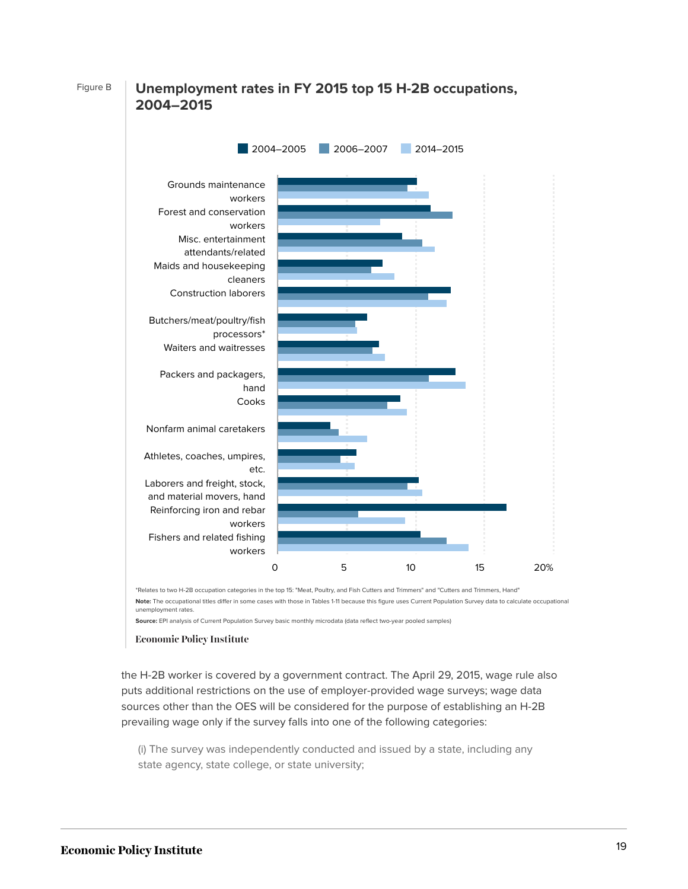Figure B

## Unemployment rates in FY 2015 top 15 H-2B occupations, 2004–2015

*Relates to two H-2B occupation categories in the top 15: "Meat, Poultry, and Fish Cutters and Trimmers" and "Cutters and Trimmers, Hand"

**Note:** The occupational titles differ in some cases with those in Tables 1-11 because this figure uses Current Population Survey data to calculate occupational unemployment rates.

**Source:** EPI analysis of Current Population Survey basic monthly microdata (data reflect two-year pooled samples)

Economic Policy Institute

the H-2B worker is covered by a government contract. The April 29, 2015, wage rule also puts additional restrictions on the use of employer-provided wage surveys; wage data sources other than the OES will be considered for the purpose of establishing an H-2B prevailing wage only if the survey falls into one of the following categories:

(i) The survey was independently conducted and issued by a state, including any state agency, state college, or state university;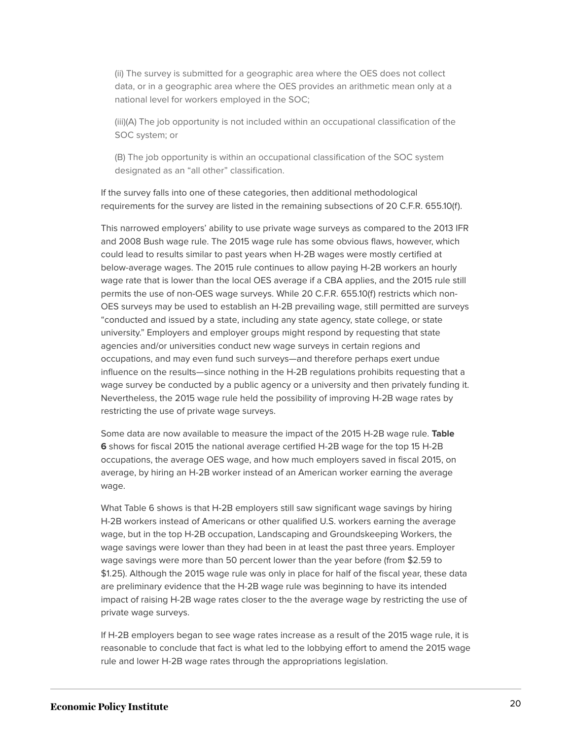> (ii) The survey is submitted for a geographic area where the OES does not collect data, or in a geographic area where the OES provides an arithmetic mean only at a national level for workers employed in the SOC;
>
> (iii)(A) The job opportunity is not included within an occupational classification of the SOC system; or
>
> (B) The job opportunity is within an occupational classification of the SOC system designated as an "all other" classification.

If the survey falls into one of these categories, then additional methodological requirements for the survey are listed in the remaining subsections of 20 C.F.R. 655.10(f).

This narrowed employers' ability to use private wage surveys as compared to the 2013 IFR and 2008 Bush wage rule. The 2015 wage rule has some obvious flaws, however, which could lead to results similar to past years when H-2B wages were mostly certified at below-average wages. The 2015 rule continues to allow paying H-2B workers an hourly wage rate that is lower than the local OES average if a CBA applies, and the 2015 rule still permits the use of non-OES wage surveys. While 20 C.F.R. 655.10(f) restricts which non-OES surveys may be used to establish an H-2B prevailing wage, still permitted are surveys "conducted and issued by a state, including any state agency, state college, or state university." Employers and employer groups might respond by requesting that state agencies and/or universities conduct new wage surveys in certain regions and occupations, and may even fund such surveys—and therefore perhaps exert undue influence on the results—since nothing in the H-2B regulations prohibits requesting that a wage survey be conducted by a public agency or a university and then privately funding it. Nevertheless, the 2015 wage rule held the possibility of improving H-2B wage rates by restricting the use of private wage surveys.

Some data are now available to measure the impact of the 2015 H-2B wage rule. **Table 6** shows for fiscal 2015 the national average certified H-2B wage for the top 15 H-2B occupations, the average OES wage, and how much employers saved in fiscal 2015, on average, by hiring an H-2B worker instead of an American worker earning the average wage.

What Table 6 shows is that H-2B employers still saw significant wage savings by hiring H-2B workers instead of Americans or other qualified U.S. workers earning the average wage, but in the top H-2B occupation, Landscaping and Groundskeeping Workers, the wage savings were lower than they had been in at least the past three years. Employer wage savings were more than 50 percent lower than the year before (from $2.59 to $1.25). Although the 2015 wage rule was only in place for half of the fiscal year, these data are preliminary evidence that the H-2B wage rule was beginning to have its intended impact of raising H-2B wage rates closer to the the average wage by restricting the use of private wage surveys.

If H-2B employers began to see wage rates increase as a result of the 2015 wage rule, it is reasonable to conclude that fact is what led to the lobbying effort to amend the 2015 wage rule and lower H-2B wage rates through the appropriations legislation.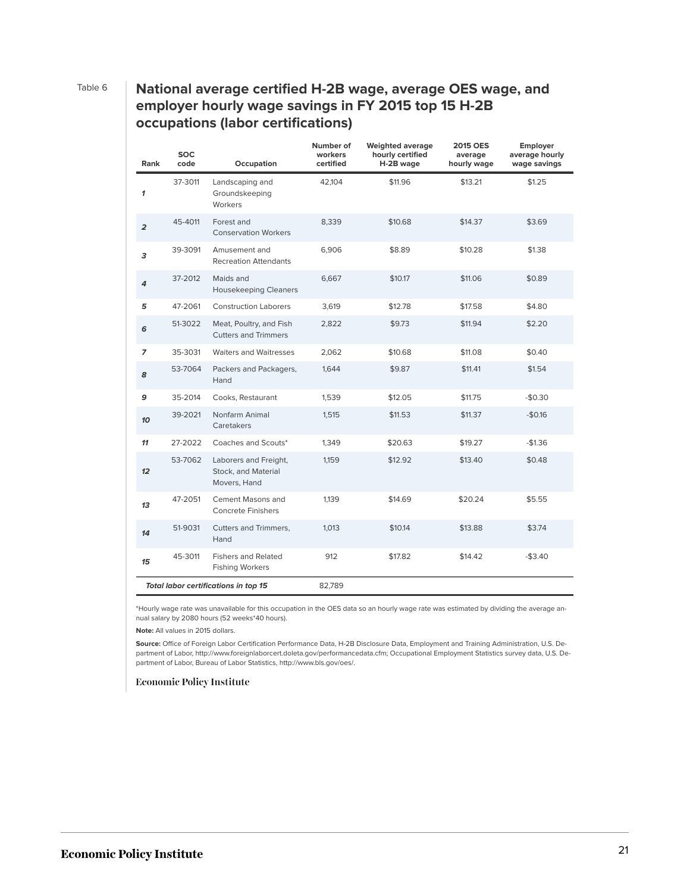Table 6

## National average certified H-2B wage, average OES wage, and employer hourly wage savings in FY 2015 top 15 H-2B occupations (labor certifications)

| Rank | SOC code | Occupation | Number of workers certified | Weighted average hourly certified H-2B wage | 2015 OES average hourly wage | Employer average hourly wage savings |
|---|---|---|---|---|---|---|
| *1* | 37-3011 | Landscaping and Groundskeeping Workers | 42,104 | $11.96 | $13.21 | $1.25 |
| *2* | 45-4011 | Forest and Conservation Workers | 8,339 | $10.68 | $14.37 | $3.69 |
| *3* | 39-3091 | Amusement and Recreation Attendants | 6,906 | $8.89 | $10.28 | $1.38 |
| *4* | 37-2012 | Maids and Housekeeping Cleaners | 6,667 | $10.17 | $11.06 | $0.89 |
| *5* | 47-2061 | Construction Laborers | 3,619 | $12.78 | $17.58 | $4.80 |
| *6* | 51-3022 | Meat, Poultry, and Fish Cutters and Trimmers | 2,822 | $9.73 | $11.94 | $2.20 |
| *7* | 35-3031 | Waiters and Waitresses | 2,062 | $10.68 | $11.08 | $0.40 |
| *8* | 53-7064 | Packers and Packagers, Hand | 1,644 | $9.87 | $11.41 | $1.54 |
| *9* | 35-2014 | Cooks, Restaurant | 1,539 | $12.05 | $11.75 | -$0.30 |
| *10* | 39-2021 | Nonfarm Animal Caretakers | 1,515 | $11.53 | $11.37 | -$0.16 |
| *11* | 27-2022 | Coaches and Scouts* | 1,349 | $20.63 | $19.27 | -$1.36 |
| *12* | 53-7062 | Laborers and Freight, Stock, and Material Movers, Hand | 1,159 | $12.92 | $13.40 | $0.48 |
| *13* | 47-2051 | Cement Masons and Concrete Finishers | 1,139 | $14.69 | $20.24 | $5.55 |
| *14* | 51-9031 | Cutters and Trimmers, Hand | 1,013 | $10.14 | $13.88 | $3.74 |
| *15* | 45-3011 | Fishers and Related Fishing Workers | 912 | $17.82 | $14.42 | -$3.40 |
| ***Total labor certifications in top 15*** | | | 82,789 | | | |

*Hourly wage rate was unavailable for this occupation in the OES data so an hourly wage rate was estimated by dividing the average annual salary by 2080 hours (52 weeks*40 hours).

**Note:** All values in 2015 dollars.

**Source:** Office of Foreign Labor Certification Performance Data, H-2B Disclosure Data, Employment and Training Administration, U.S. Department of Labor, http://www.foreignlaborcert.doleta.gov/performancedata.cfm; Occupational Employment Statistics survey data, U.S. Department of Labor, Bureau of Labor Statistics, http://www.bls.gov/oes/.

Economic Policy Institute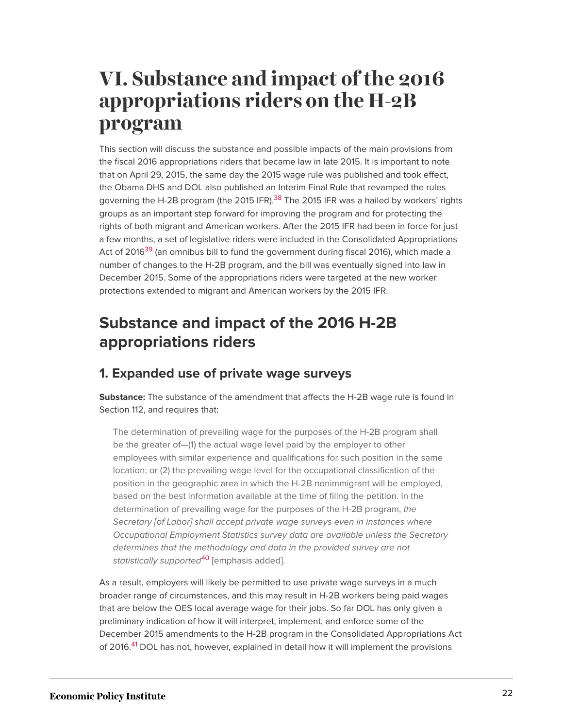# VI. Substance and impact of the 2016 appropriations riders on the H-2B program

This section will discuss the substance and possible impacts of the main provisions from the fiscal 2016 appropriations riders that became law in late 2015. It is important to note that on April 29, 2015, the same day the 2015 wage rule was published and took effect, the Obama DHS and DOL also published an Interim Final Rule that revamped the rules governing the H-2B program (the 2015 IFR).[38] The 2015 IFR was a hailed by workers' rights groups as an important step forward for improving the program and for protecting the rights of both migrant and American workers. After the 2015 IFR had been in force for just a few months, a set of legislative riders were included in the Consolidated Appropriations Act of 2016[39] (an omnibus bill to fund the government during fiscal 2016), which made a number of changes to the H-2B program, and the bill was eventually signed into law in December 2015. Some of the appropriations riders were targeted at the new worker protections extended to migrant and American workers by the 2015 IFR.

## Substance and impact of the 2016 H-2B appropriations riders

### 1. Expanded use of private wage surveys

**Substance:** The substance of the amendment that affects the H-2B wage rule is found in Section 112, and requires that:

> The determination of prevailing wage for the purposes of the H-2B program shall be the greater of—(1) the actual wage level paid by the employer to other employees with similar experience and qualifications for such position in the same location; or (2) the prevailing wage level for the occupational classification of the position in the geographic area in which the H-2B nonimmigrant will be employed, based on the best information available at the time of filing the petition. In the determination of prevailing wage for the purposes of the H-2B program, *the Secretary [of Labor] shall accept private wage surveys even in instances where Occupational Employment Statistics survey data are available unless the Secretary determines that the methodology and data in the provided survey are not statistically supported*[40] [emphasis added].

As a result, employers will likely be permitted to use private wage surveys in a much broader range of circumstances, and this may result in H-2B workers being paid wages that are below the OES local average wage for their jobs. So far DOL has only given a preliminary indication of how it will interpret, implement, and enforce some of the December 2015 amendments to the H-2B program in the Consolidated Appropriations Act of 2016.[41] DOL has not, however, explained in detail how it will implement the provisions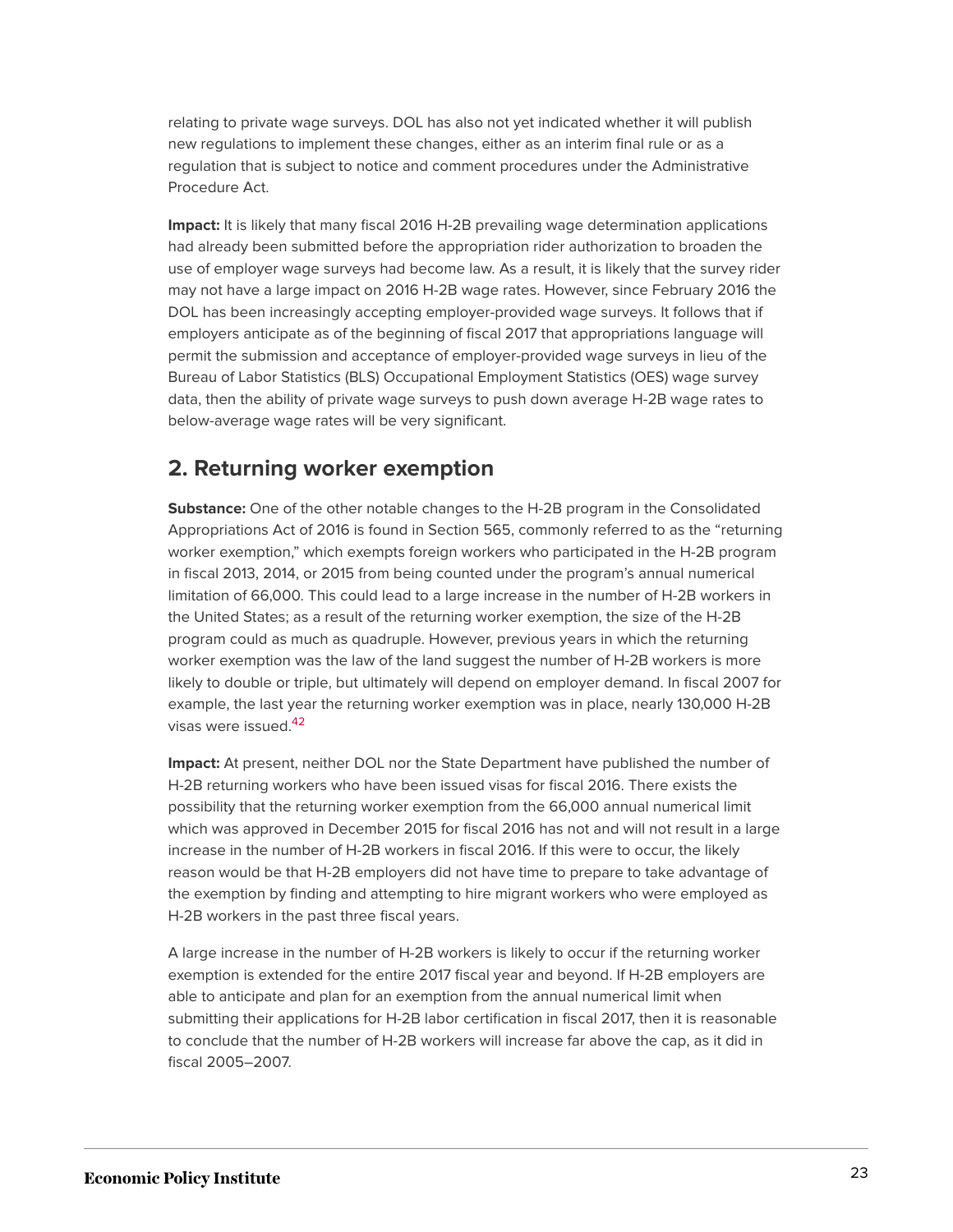relating to private wage surveys. DOL has also not yet indicated whether it will publish new regulations to implement these changes, either as an interim final rule or as a regulation that is subject to notice and comment procedures under the Administrative Procedure Act.

**Impact:** It is likely that many fiscal 2016 H-2B prevailing wage determination applications had already been submitted before the appropriation rider authorization to broaden the use of employer wage surveys had become law. As a result, it is likely that the survey rider may not have a large impact on 2016 H-2B wage rates. However, since February 2016 the DOL has been increasingly accepting employer-provided wage surveys. It follows that if employers anticipate as of the beginning of fiscal 2017 that appropriations language will permit the submission and acceptance of employer-provided wage surveys in lieu of the Bureau of Labor Statistics (BLS) Occupational Employment Statistics (OES) wage survey data, then the ability of private wage surveys to push down average H-2B wage rates to below-average wage rates will be very significant.

## 2. Returning worker exemption

**Substance:** One of the other notable changes to the H-2B program in the Consolidated Appropriations Act of 2016 is found in Section 565, commonly referred to as the "returning worker exemption," which exempts foreign workers who participated in the H-2B program in fiscal 2013, 2014, or 2015 from being counted under the program's annual numerical limitation of 66,000. This could lead to a large increase in the number of H-2B workers in the United States; as a result of the returning worker exemption, the size of the H-2B program could as much as quadruple. However, previous years in which the returning worker exemption was the law of the land suggest the number of H-2B workers is more likely to double or triple, but ultimately will depend on employer demand. In fiscal 2007 for example, the last year the returning worker exemption was in place, nearly 130,000 H-2B visas were issued.[42]

**Impact:** At present, neither DOL nor the State Department have published the number of H-2B returning workers who have been issued visas for fiscal 2016. There exists the possibility that the returning worker exemption from the 66,000 annual numerical limit which was approved in December 2015 for fiscal 2016 has not and will not result in a large increase in the number of H-2B workers in fiscal 2016. If this were to occur, the likely reason would be that H-2B employers did not have time to prepare to take advantage of the exemption by finding and attempting to hire migrant workers who were employed as H-2B workers in the past three fiscal years.

A large increase in the number of H-2B workers is likely to occur if the returning worker exemption is extended for the entire 2017 fiscal year and beyond. If H-2B employers are able to anticipate and plan for an exemption from the annual numerical limit when submitting their applications for H-2B labor certification in fiscal 2017, then it is reasonable to conclude that the number of H-2B workers will increase far above the cap, as it did in fiscal 2005–2007.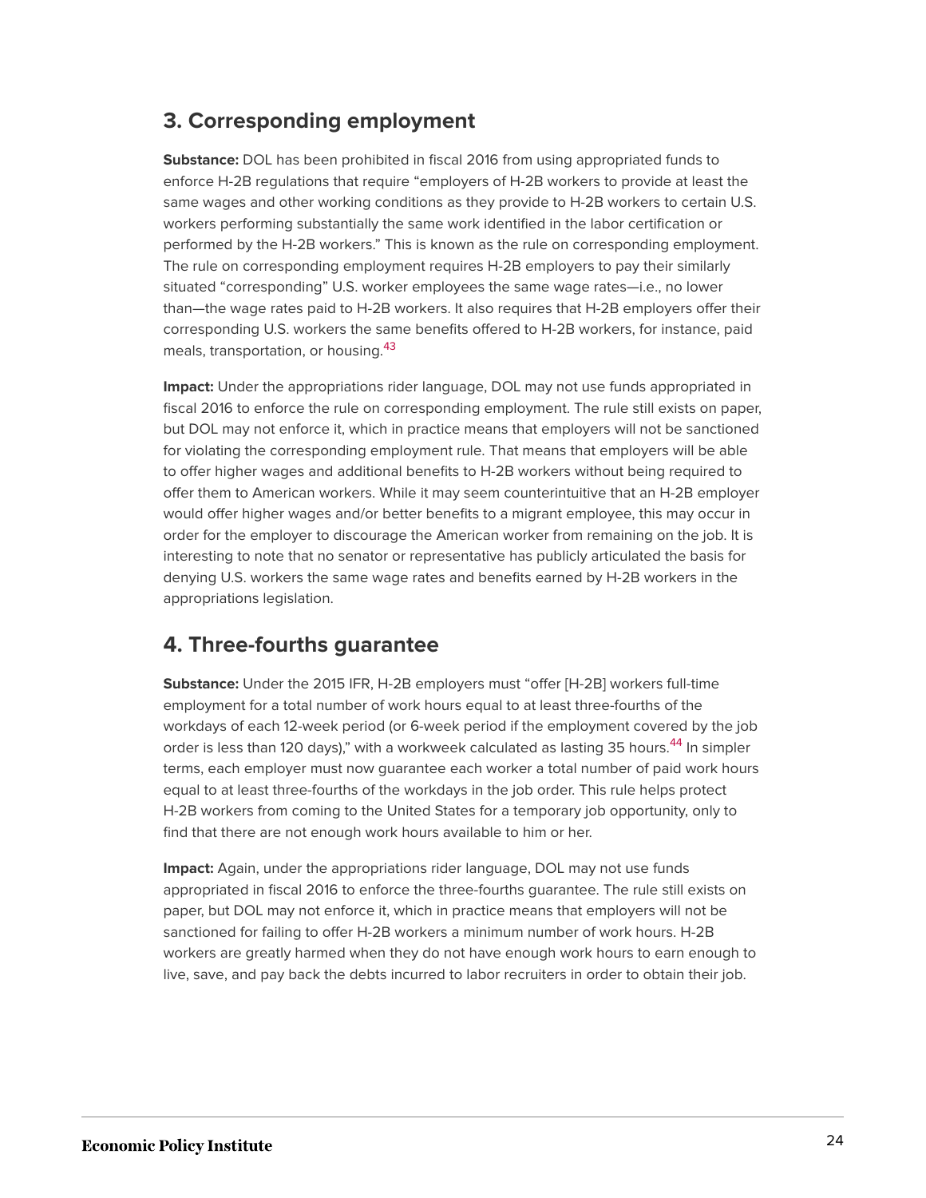## 3. Corresponding employment

**Substance:** DOL has been prohibited in fiscal 2016 from using appropriated funds to enforce H-2B regulations that require "employers of H-2B workers to provide at least the same wages and other working conditions as they provide to H-2B workers to certain U.S. workers performing substantially the same work identified in the labor certification or performed by the H-2B workers." This is known as the rule on corresponding employment. The rule on corresponding employment requires H-2B employers to pay their similarly situated "corresponding" U.S. worker employees the same wage rates—i.e., no lower than—the wage rates paid to H-2B workers. It also requires that H-2B employers offer their corresponding U.S. workers the same benefits offered to H-2B workers, for instance, paid meals, transportation, or housing.[43]

**Impact:** Under the appropriations rider language, DOL may not use funds appropriated in fiscal 2016 to enforce the rule on corresponding employment. The rule still exists on paper, but DOL may not enforce it, which in practice means that employers will not be sanctioned for violating the corresponding employment rule. That means that employers will be able to offer higher wages and additional benefits to H-2B workers without being required to offer them to American workers. While it may seem counterintuitive that an H-2B employer would offer higher wages and/or better benefits to a migrant employee, this may occur in order for the employer to discourage the American worker from remaining on the job. It is interesting to note that no senator or representative has publicly articulated the basis for denying U.S. workers the same wage rates and benefits earned by H-2B workers in the appropriations legislation.

## 4. Three-fourths guarantee

**Substance:** Under the 2015 IFR, H-2B employers must "offer [H-2B] workers full-time employment for a total number of work hours equal to at least three-fourths of the workdays of each 12-week period (or 6-week period if the employment covered by the job order is less than 120 days)," with a workweek calculated as lasting 35 hours.[44] In simpler terms, each employer must now guarantee each worker a total number of paid work hours equal to at least three-fourths of the workdays in the job order. This rule helps protect H-2B workers from coming to the United States for a temporary job opportunity, only to find that there are not enough work hours available to him or her.

**Impact:** Again, under the appropriations rider language, DOL may not use funds appropriated in fiscal 2016 to enforce the three-fourths guarantee. The rule still exists on paper, but DOL may not enforce it, which in practice means that employers will not be sanctioned for failing to offer H-2B workers a minimum number of work hours. H-2B workers are greatly harmed when they do not have enough work hours to earn enough to live, save, and pay back the debts incurred to labor recruiters in order to obtain their job.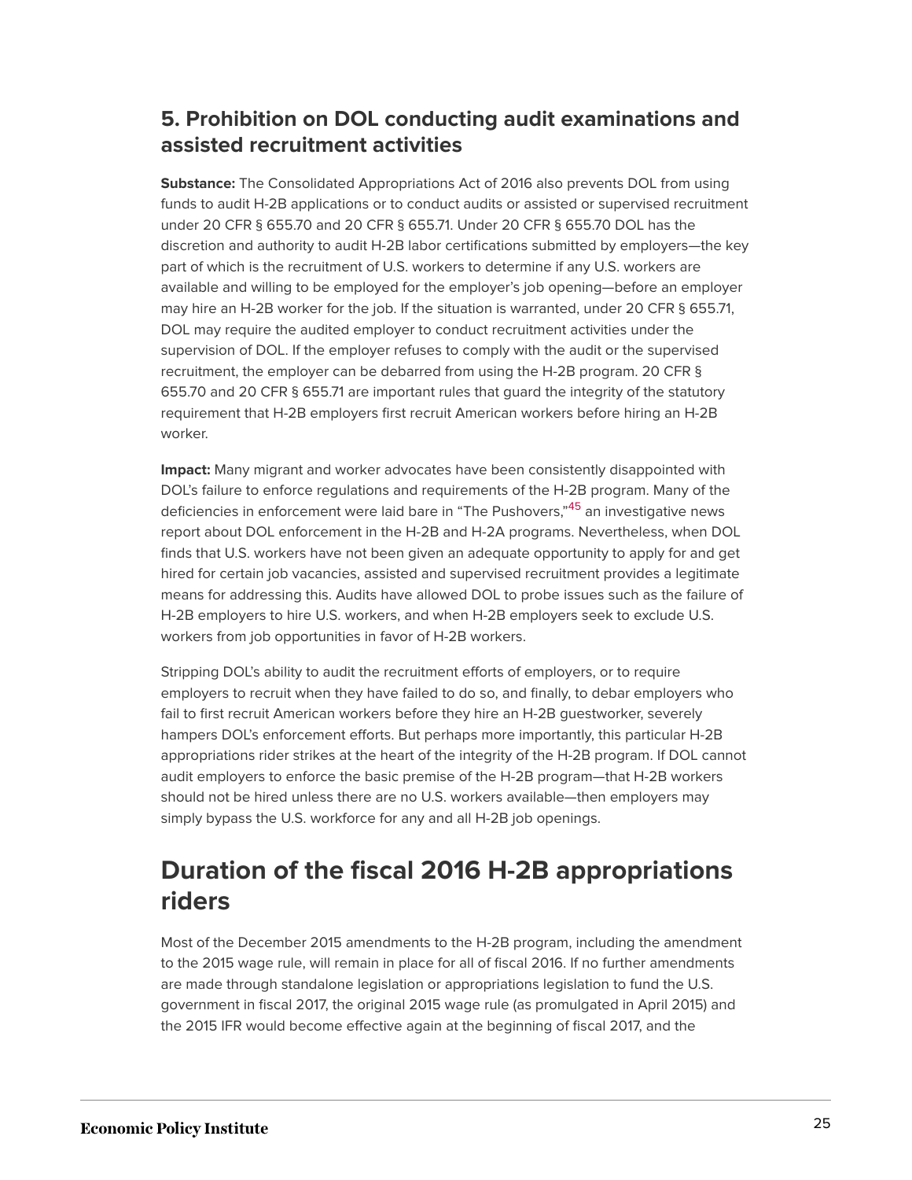### 5. Prohibition on DOL conducting audit examinations and assisted recruitment activities

**Substance:** The Consolidated Appropriations Act of 2016 also prevents DOL from using funds to audit H-2B applications or to conduct audits or assisted or supervised recruitment under 20 CFR § 655.70 and 20 CFR § 655.71. Under 20 CFR § 655.70 DOL has the discretion and authority to audit H-2B labor certifications submitted by employers—the key part of which is the recruitment of U.S. workers to determine if any U.S. workers are available and willing to be employed for the employer's job opening—before an employer may hire an H-2B worker for the job. If the situation is warranted, under 20 CFR § 655.71, DOL may require the audited employer to conduct recruitment activities under the supervision of DOL. If the employer refuses to comply with the audit or the supervised recruitment, the employer can be debarred from using the H-2B program. 20 CFR § 655.70 and 20 CFR § 655.71 are important rules that guard the integrity of the statutory requirement that H-2B employers first recruit American workers before hiring an H-2B worker.

**Impact:** Many migrant and worker advocates have been consistently disappointed with DOL's failure to enforce regulations and requirements of the H-2B program. Many of the deficiencies in enforcement were laid bare in "The Pushovers,"[45] an investigative news report about DOL enforcement in the H-2B and H-2A programs. Nevertheless, when DOL finds that U.S. workers have not been given an adequate opportunity to apply for and get hired for certain job vacancies, assisted and supervised recruitment provides a legitimate means for addressing this. Audits have allowed DOL to probe issues such as the failure of H-2B employers to hire U.S. workers, and when H-2B employers seek to exclude U.S. workers from job opportunities in favor of H-2B workers.

Stripping DOL's ability to audit the recruitment efforts of employers, or to require employers to recruit when they have failed to do so, and finally, to debar employers who fail to first recruit American workers before they hire an H-2B guestworker, severely hampers DOL's enforcement efforts. But perhaps more importantly, this particular H-2B appropriations rider strikes at the heart of the integrity of the H-2B program. If DOL cannot audit employers to enforce the basic premise of the H-2B program—that H-2B workers should not be hired unless there are no U.S. workers available—then employers may simply bypass the U.S. workforce for any and all H-2B job openings.

## Duration of the fiscal 2016 H-2B appropriations riders

Most of the December 2015 amendments to the H-2B program, including the amendment to the 2015 wage rule, will remain in place for all of fiscal 2016. If no further amendments are made through standalone legislation or appropriations legislation to fund the U.S. government in fiscal 2017, the original 2015 wage rule (as promulgated in April 2015) and the 2015 IFR would become effective again at the beginning of fiscal 2017, and the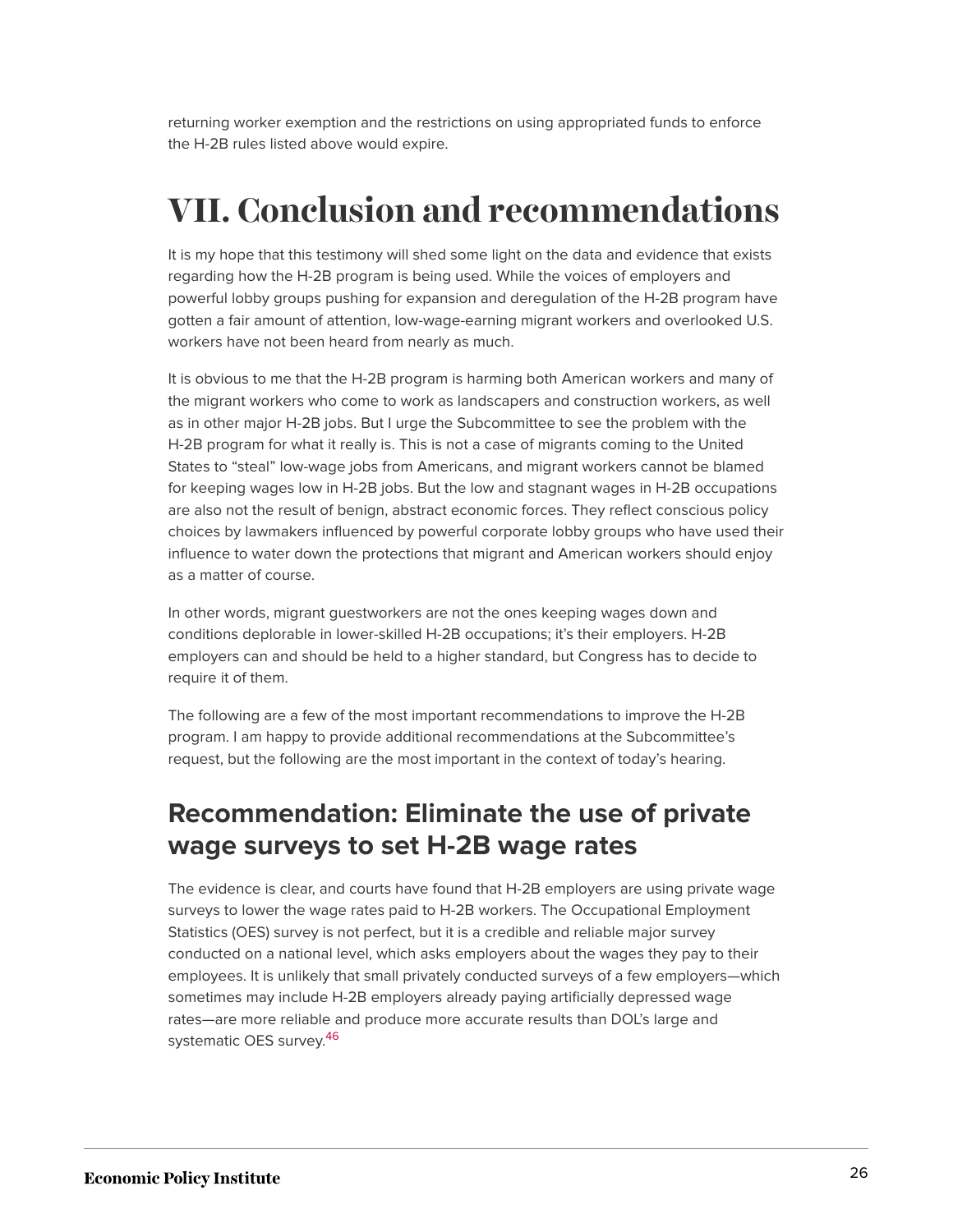returning worker exemption and the restrictions on using appropriated funds to enforce the H-2B rules listed above would expire.

# VII. Conclusion and recommendations

It is my hope that this testimony will shed some light on the data and evidence that exists regarding how the H-2B program is being used. While the voices of employers and powerful lobby groups pushing for expansion and deregulation of the H-2B program have gotten a fair amount of attention, low-wage-earning migrant workers and overlooked U.S. workers have not been heard from nearly as much.

It is obvious to me that the H-2B program is harming both American workers and many of the migrant workers who come to work as landscapers and construction workers, as well as in other major H-2B jobs. But I urge the Subcommittee to see the problem with the H-2B program for what it really is. This is not a case of migrants coming to the United States to "steal" low-wage jobs from Americans, and migrant workers cannot be blamed for keeping wages low in H-2B jobs. But the low and stagnant wages in H-2B occupations are also not the result of benign, abstract economic forces. They reflect conscious policy choices by lawmakers influenced by powerful corporate lobby groups who have used their influence to water down the protections that migrant and American workers should enjoy as a matter of course.

In other words, migrant guestworkers are not the ones keeping wages down and conditions deplorable in lower-skilled H-2B occupations; it's their employers. H-2B employers can and should be held to a higher standard, but Congress has to decide to require it of them.

The following are a few of the most important recommendations to improve the H-2B program. I am happy to provide additional recommendations at the Subcommittee's request, but the following are the most important in the context of today's hearing.

## Recommendation: Eliminate the use of private wage surveys to set H-2B wage rates

The evidence is clear, and courts have found that H-2B employers are using private wage surveys to lower the wage rates paid to H-2B workers. The Occupational Employment Statistics (OES) survey is not perfect, but it is a credible and reliable major survey conducted on a national level, which asks employers about the wages they pay to their employees. It is unlikely that small privately conducted surveys of a few employers—which sometimes may include H-2B employers already paying artificially depressed wage rates—are more reliable and produce more accurate results than DOL's large and systematic OES survey.[46]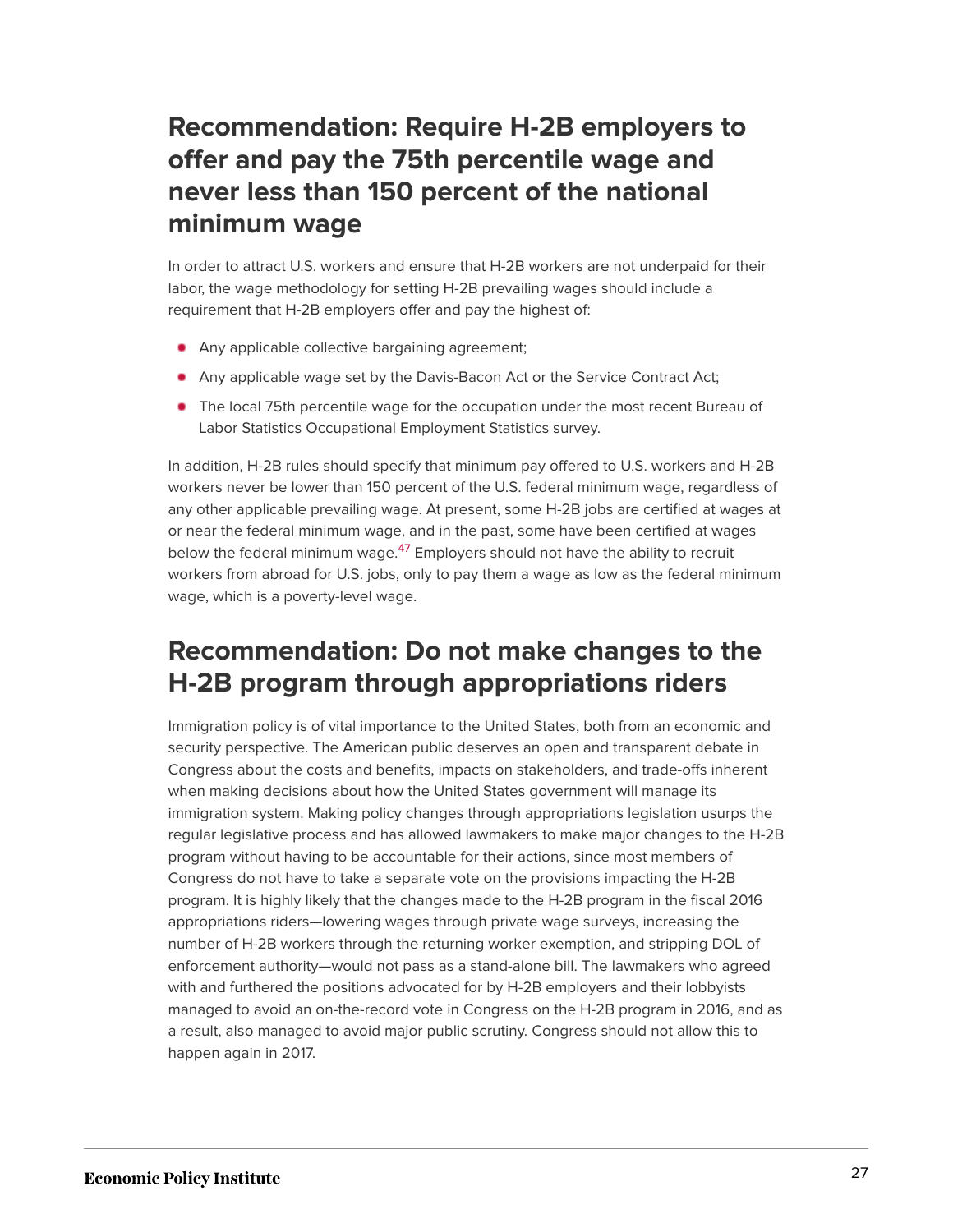## Recommendation: Require H-2B employers to offer and pay the 75th percentile wage and never less than 150 percent of the national minimum wage

In order to attract U.S. workers and ensure that H-2B workers are not underpaid for their labor, the wage methodology for setting H-2B prevailing wages should include a requirement that H-2B employers offer and pay the highest of:

- Any applicable collective bargaining agreement;
- Any applicable wage set by the Davis-Bacon Act or the Service Contract Act;
- The local 75th percentile wage for the occupation under the most recent Bureau of Labor Statistics Occupational Employment Statistics survey.

In addition, H-2B rules should specify that minimum pay offered to U.S. workers and H-2B workers never be lower than 150 percent of the U.S. federal minimum wage, regardless of any other applicable prevailing wage. At present, some H-2B jobs are certified at wages at or near the federal minimum wage, and in the past, some have been certified at wages below the federal minimum wage.[47] Employers should not have the ability to recruit workers from abroad for U.S. jobs, only to pay them a wage as low as the federal minimum wage, which is a poverty-level wage.

## Recommendation: Do not make changes to the H-2B program through appropriations riders

Immigration policy is of vital importance to the United States, both from an economic and security perspective. The American public deserves an open and transparent debate in Congress about the costs and benefits, impacts on stakeholders, and trade-offs inherent when making decisions about how the United States government will manage its immigration system. Making policy changes through appropriations legislation usurps the regular legislative process and has allowed lawmakers to make major changes to the H-2B program without having to be accountable for their actions, since most members of Congress do not have to take a separate vote on the provisions impacting the H-2B program. It is highly likely that the changes made to the H-2B program in the fiscal 2016 appropriations riders—lowering wages through private wage surveys, increasing the number of H-2B workers through the returning worker exemption, and stripping DOL of enforcement authority—would not pass as a stand-alone bill. The lawmakers who agreed with and furthered the positions advocated for by H-2B employers and their lobbyists managed to avoid an on-the-record vote in Congress on the H-2B program in 2016, and as a result, also managed to avoid major public scrutiny. Congress should not allow this to happen again in 2017.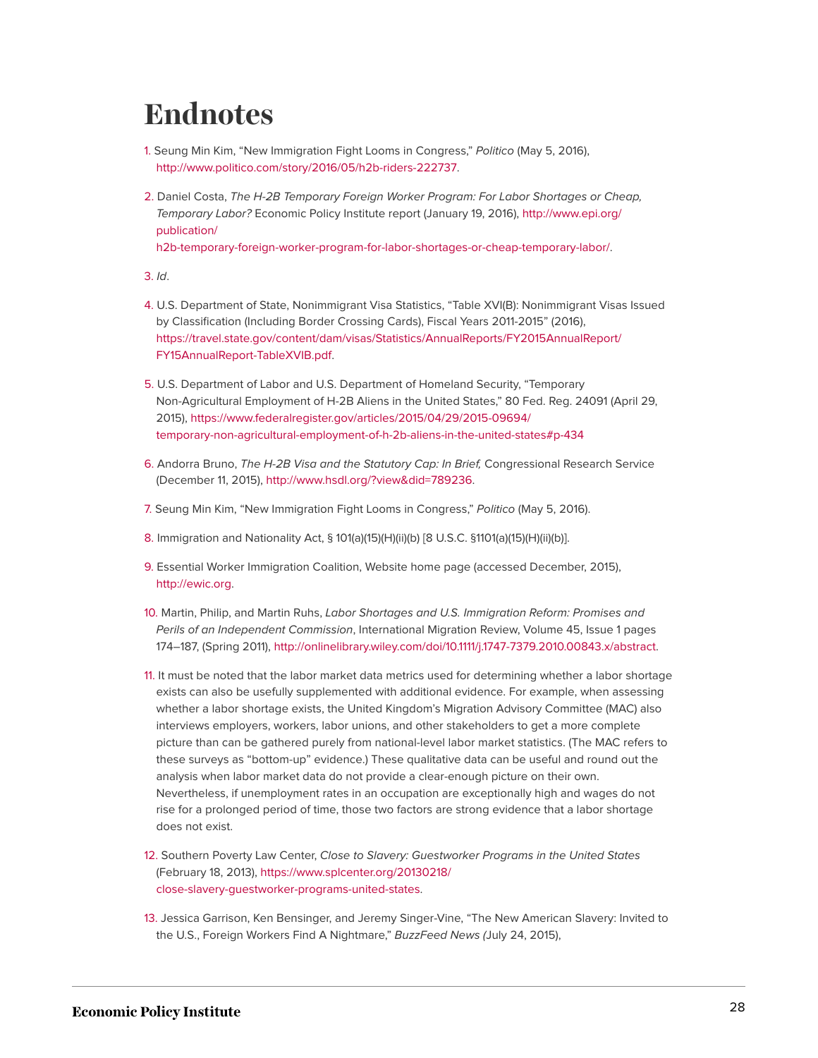# Endnotes

1. Seung Min Kim, "New Immigration Fight Looms in Congress," *Politico* (May 5, 2016), http://www.politico.com/story/2016/05/h2b-riders-222737.

2. Daniel Costa, *The H-2B Temporary Foreign Worker Program: For Labor Shortages or Cheap, Temporary Labor?* Economic Policy Institute report (January 19, 2016), http://www.epi.org/publication/h2b-temporary-foreign-worker-program-for-labor-shortages-or-cheap-temporary-labor/.

3. *Id*.

4. U.S. Department of State, Nonimmigrant Visa Statistics, "Table XVI(B): Nonimmigrant Visas Issued by Classification (Including Border Crossing Cards), Fiscal Years 2011-2015" (2016), https://travel.state.gov/content/dam/visas/Statistics/AnnualReports/FY2015AnnualReport/FY15AnnualReport-TableXVIB.pdf.

5. U.S. Department of Labor and U.S. Department of Homeland Security, "Temporary Non-Agricultural Employment of H-2B Aliens in the United States," 80 Fed. Reg. 24091 (April 29, 2015), https://www.federalregister.gov/articles/2015/04/29/2015-09694/temporary-non-agricultural-employment-of-h-2b-aliens-in-the-united-states#p-434

6. Andorra Bruno, *The H-2B Visa and the Statutory Cap: In Brief,* Congressional Research Service (December 11, 2015), http://www.hsdl.org/?view&did=789236.

7. Seung Min Kim, "New Immigration Fight Looms in Congress," *Politico* (May 5, 2016).

8. Immigration and Nationality Act, § 101(a)(15)(H)(ii)(b) [8 U.S.C. §1101(a)(15)(H)(ii)(b)].

9. Essential Worker Immigration Coalition, Website home page (accessed December, 2015), http://ewic.org.

10. Martin, Philip, and Martin Ruhs, *Labor Shortages and U.S. Immigration Reform: Promises and Perils of an Independent Commission*, International Migration Review, Volume 45, Issue 1 pages 174–187, (Spring 2011), http://onlinelibrary.wiley.com/doi/10.1111/j.1747-7379.2010.00843.x/abstract.

11. It must be noted that the labor market data metrics used for determining whether a labor shortage exists can also be usefully supplemented with additional evidence. For example, when assessing whether a labor shortage exists, the United Kingdom's Migration Advisory Committee (MAC) also interviews employers, workers, labor unions, and other stakeholders to get a more complete picture than can be gathered purely from national-level labor market statistics. (The MAC refers to these surveys as "bottom-up" evidence.) These qualitative data can be useful and round out the analysis when labor market data do not provide a clear-enough picture on their own. Nevertheless, if unemployment rates in an occupation are exceptionally high and wages do not rise for a prolonged period of time, those two factors are strong evidence that a labor shortage does not exist.

12. Southern Poverty Law Center, *Close to Slavery: Guestworker Programs in the United States* (February 18, 2013), https://www.splcenter.org/20130218/close-slavery-guestworker-programs-united-states.

13. Jessica Garrison, Ken Bensinger, and Jeremy Singer-Vine, "The New American Slavery: Invited to the U.S., Foreign Workers Find A Nightmare," *BuzzFeed News (*July 24, 2015),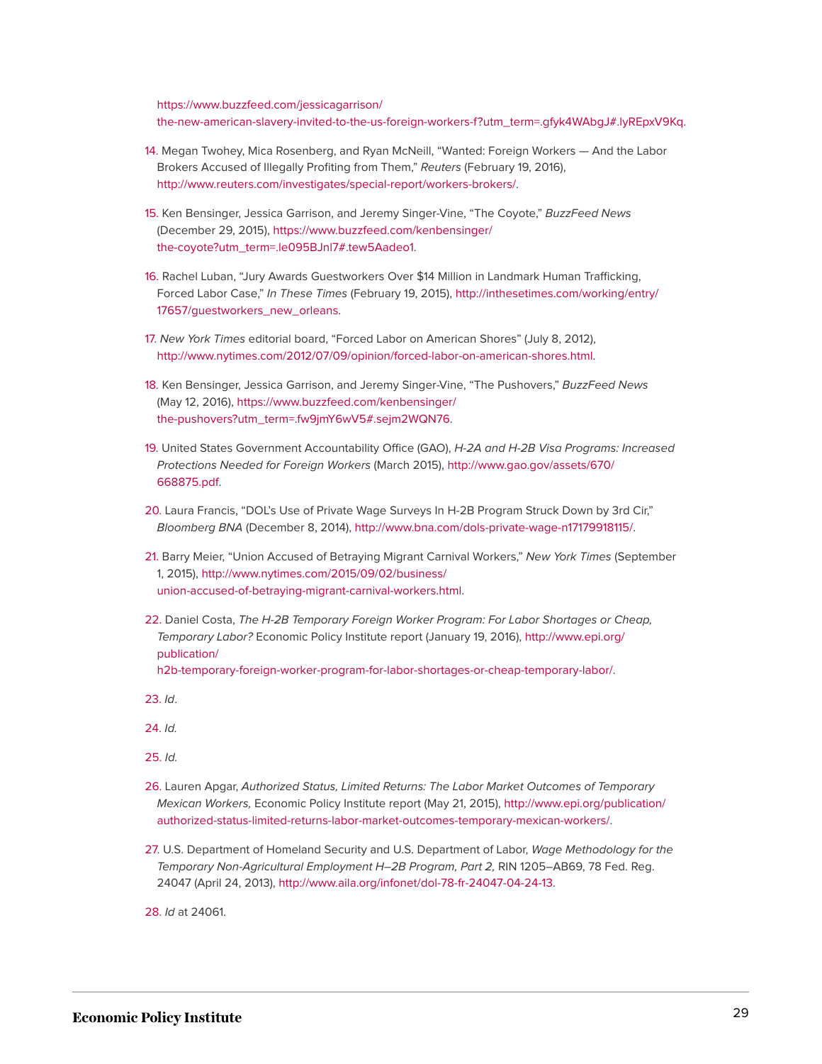https://www.buzzfeed.com/jessicagarrison/the-new-american-slavery-invited-to-the-us-foreign-workers-f?utm_term=.gfyk4WAbgJ#.lyREpxV9Kq.

14. Megan Twohey, Mica Rosenberg, and Ryan McNeill, "Wanted: Foreign Workers — And the Labor Brokers Accused of Illegally Profiting from Them," *Reuters* (February 19, 2016), http://www.reuters.com/investigates/special-report/workers-brokers/.

15. Ken Bensinger, Jessica Garrison, and Jeremy Singer-Vine, "The Coyote," *BuzzFeed News* (December 29, 2015), https://www.buzzfeed.com/kenbensinger/the-coyote?utm_term=.le095BJnl7#.tew5Aadeo1.

16. Rachel Luban, "Jury Awards Guestworkers Over $14 Million in Landmark Human Trafficking, Forced Labor Case," *In These Times* (February 19, 2015), http://inthesetimes.com/working/entry/17657/guestworkers_new_orleans.

17. *New York Times* editorial board, "Forced Labor on American Shores" (July 8, 2012), http://www.nytimes.com/2012/07/09/opinion/forced-labor-on-american-shores.html.

18. Ken Bensinger, Jessica Garrison, and Jeremy Singer-Vine, "The Pushovers," *BuzzFeed News* (May 12, 2016), https://www.buzzfeed.com/kenbensinger/the-pushovers?utm_term=.fw9jmY6wV5#.sejm2WQN76.

19. United States Government Accountability Office (GAO), *H-2A and H-2B Visa Programs: Increased Protections Needed for Foreign Workers* (March 2015), http://www.gao.gov/assets/670/668875.pdf.

20. Laura Francis, "DOL's Use of Private Wage Surveys In H-2B Program Struck Down by 3rd Cir," *Bloomberg BNA* (December 8, 2014), http://www.bna.com/dols-private-wage-n17179918115/.

21. Barry Meier, "Union Accused of Betraying Migrant Carnival Workers," *New York Times* (September 1, 2015), http://www.nytimes.com/2015/09/02/business/union-accused-of-betraying-migrant-carnival-workers.html.

22. Daniel Costa, *The H-2B Temporary Foreign Worker Program: For Labor Shortages or Cheap, Temporary Labor?* Economic Policy Institute report (January 19, 2016), http://www.epi.org/publication/h2b-temporary-foreign-worker-program-for-labor-shortages-or-cheap-temporary-labor/.

23. *Id*.

24. *Id.*

25. *Id.*

26. Lauren Apgar, *Authorized Status, Limited Returns: The Labor Market Outcomes of Temporary Mexican Workers,* Economic Policy Institute report (May 21, 2015), http://www.epi.org/publication/authorized-status-limited-returns-labor-market-outcomes-temporary-mexican-workers/.

27. U.S. Department of Homeland Security and U.S. Department of Labor, *Wage Methodology for the Temporary Non-Agricultural Employment H–2B Program, Part 2,* RIN 1205–AB69, 78 Fed. Reg. 24047 (April 24, 2013), http://www.aila.org/infonet/dol-78-fr-24047-04-24-13.

28. *Id* at 24061.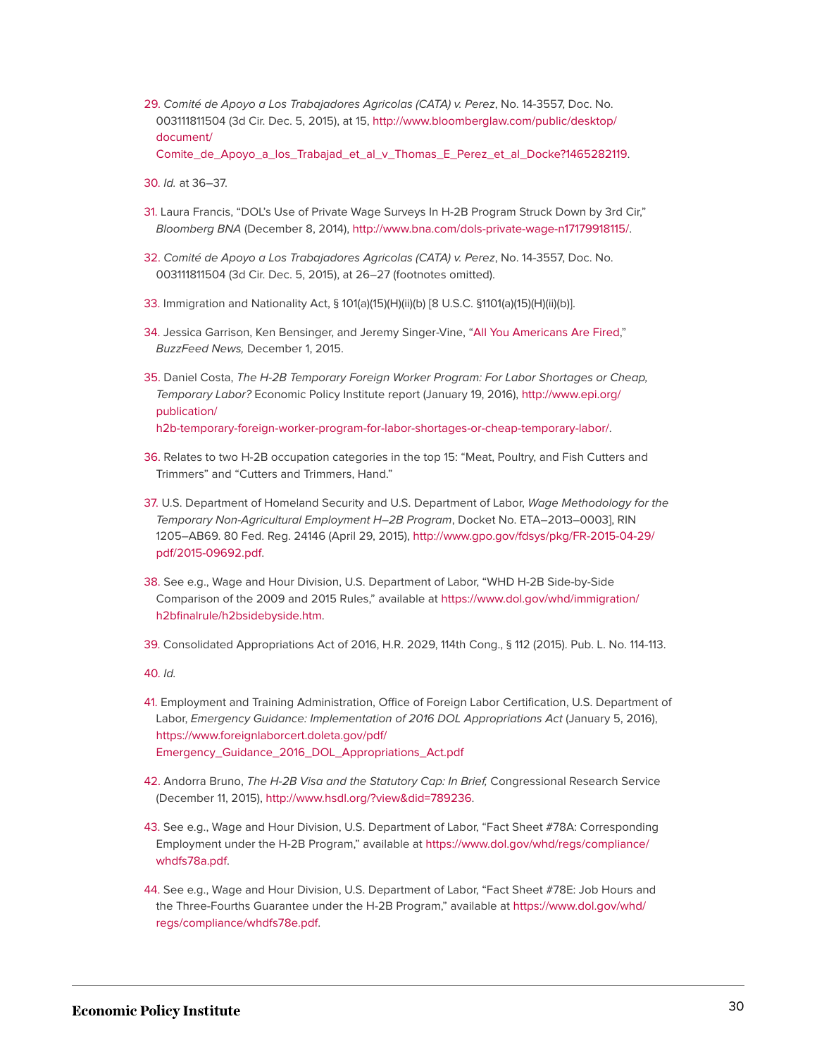29. *Comité de Apoyo a Los Trabajadores Agricolas (CATA) v. Perez*, No. 14-3557, Doc. No. 003111811504 (3d Cir. Dec. 5, 2015), at 15, http://www.bloomberglaw.com/public/desktop/document/Comite_de_Apoyo_a_los_Trabajad_et_al_v_Thomas_E_Perez_et_al_Docke?1465282119.

30. *Id.* at 36–37.

31. Laura Francis, "DOL's Use of Private Wage Surveys In H-2B Program Struck Down by 3rd Cir," *Bloomberg BNA* (December 8, 2014), http://www.bna.com/dols-private-wage-n17179918115/.

32. *Comité de Apoyo a Los Trabajadores Agricolas (CATA) v. Perez*, No. 14-3557, Doc. No. 003111811504 (3d Cir. Dec. 5, 2015), at 26–27 (footnotes omitted).

33. Immigration and Nationality Act, § 101(a)(15)(H)(ii)(b) [8 U.S.C. §1101(a)(15)(H)(ii)(b)].

34. Jessica Garrison, Ken Bensinger, and Jeremy Singer-Vine, "All You Americans Are Fired," *BuzzFeed News,* December 1, 2015.

35. Daniel Costa, *The H-2B Temporary Foreign Worker Program: For Labor Shortages or Cheap, Temporary Labor?* Economic Policy Institute report (January 19, 2016), http://www.epi.org/publication/h2b-temporary-foreign-worker-program-for-labor-shortages-or-cheap-temporary-labor/.

36. Relates to two H-2B occupation categories in the top 15: "Meat, Poultry, and Fish Cutters and Trimmers" and "Cutters and Trimmers, Hand."

37. U.S. Department of Homeland Security and U.S. Department of Labor, *Wage Methodology for the Temporary Non-Agricultural Employment H–2B Program*, Docket No. ETA–2013–0003], RIN 1205–AB69. 80 Fed. Reg. 24146 (April 29, 2015), http://www.gpo.gov/fdsys/pkg/FR-2015-04-29/pdf/2015-09692.pdf.

38. See e.g., Wage and Hour Division, U.S. Department of Labor, "WHD H-2B Side-by-Side Comparison of the 2009 and 2015 Rules," available at https://www.dol.gov/whd/immigration/h2bfinalrule/h2bsidebyside.htm.

39. Consolidated Appropriations Act of 2016, H.R. 2029, 114th Cong., § 112 (2015). Pub. L. No. 114-113.

40. *Id.*

41. Employment and Training Administration, Office of Foreign Labor Certification, U.S. Department of Labor, *Emergency Guidance: Implementation of 2016 DOL Appropriations Act* (January 5, 2016), https://www.foreignlaborcert.doleta.gov/pdf/Emergency_Guidance_2016_DOL_Appropriations_Act.pdf

42. Andorra Bruno, *The H-2B Visa and the Statutory Cap: In Brief,* Congressional Research Service (December 11, 2015), http://www.hsdl.org/?view&did=789236.

43. See e.g., Wage and Hour Division, U.S. Department of Labor, "Fact Sheet #78A: Corresponding Employment under the H-2B Program," available at https://www.dol.gov/whd/regs/compliance/whdfs78a.pdf.

44. See e.g., Wage and Hour Division, U.S. Department of Labor, "Fact Sheet #78E: Job Hours and the Three-Fourths Guarantee under the H-2B Program," available at https://www.dol.gov/whd/regs/compliance/whdfs78e.pdf.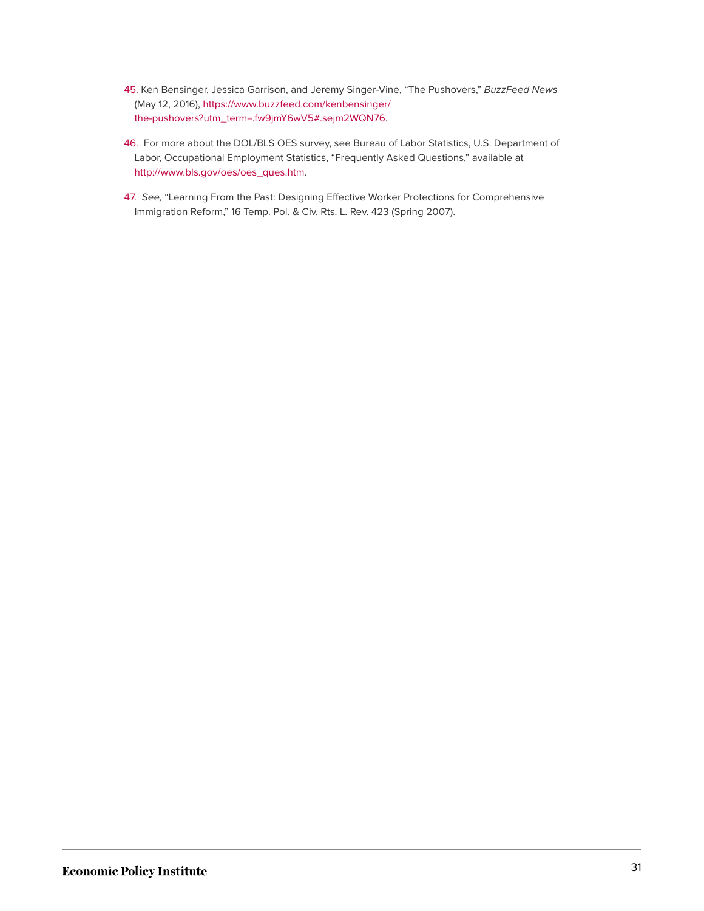45. Ken Bensinger, Jessica Garrison, and Jeremy Singer-Vine, "The Pushovers," *BuzzFeed News* (May 12, 2016), https://www.buzzfeed.com/kenbensinger/the-pushovers?utm_term=.fw9jmY6wV5#.sejm2WQN76.

46. For more about the DOL/BLS OES survey, see Bureau of Labor Statistics, U.S. Department of Labor, Occupational Employment Statistics, "Frequently Asked Questions," available at http://www.bls.gov/oes/oes_ques.htm.

47. *See,* "Learning From the Past: Designing Effective Worker Protections for Comprehensive Immigration Reform," 16 Temp. Pol. & Civ. Rts. L. Rev. 423 (Spring 2007).